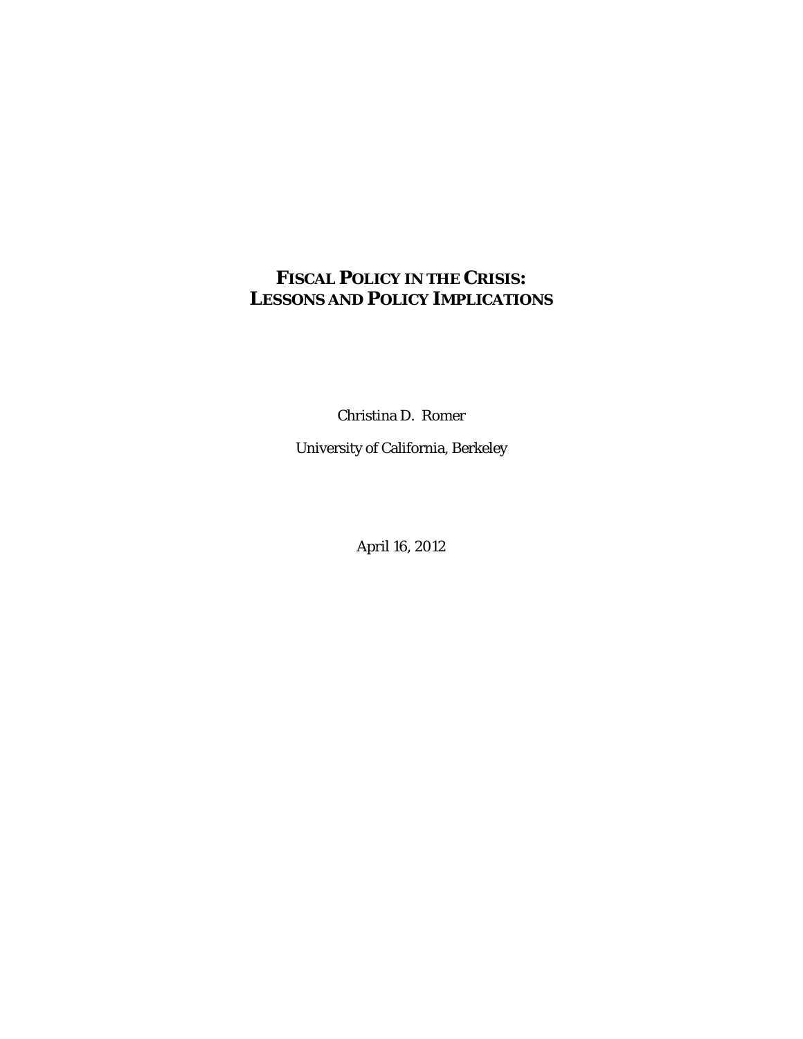# FISCAL POLICY IN THE CRISIS: LESSONS AND POLICY IMPLICATIONS

Christina D. Romer

University of California, Berkeley

April 16, 2012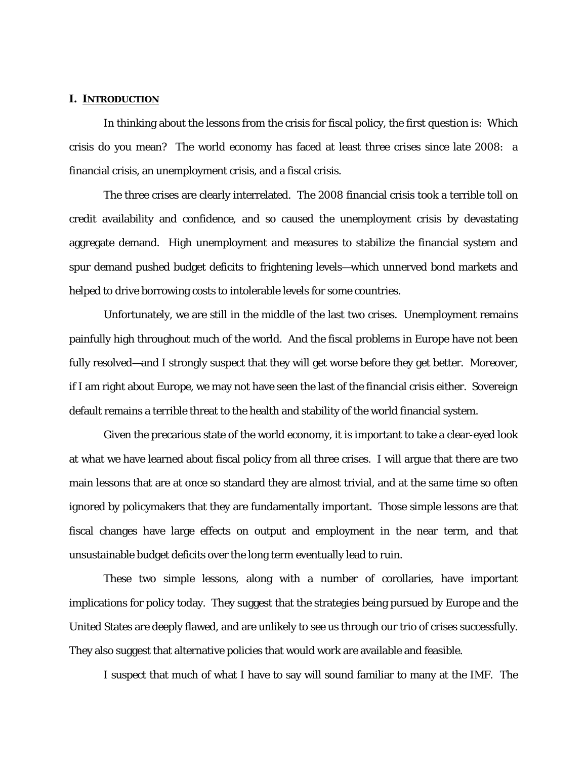## I. INTRODUCTION

In thinking about the lessons from the crisis for fiscal policy, the first question is: Which crisis do you mean? The world economy has faced at least three crises since late 2008: a financial crisis, an unemployment crisis, and a fiscal crisis.

The three crises are clearly interrelated. The 2008 financial crisis took a terrible toll on credit availability and confidence, and so caused the unemployment crisis by devastating aggregate demand. High unemployment and measures to stabilize the financial system and spur demand pushed budget deficits to frightening levels—which unnerved bond markets and helped to drive borrowing costs to intolerable levels for some countries.

Unfortunately, we are still in the middle of the last two crises. Unemployment remains painfully high throughout much of the world. And the fiscal problems in Europe have not been fully resolved—and I strongly suspect that they will get worse before they get better. Moreover, if I am right about Europe, we may not have seen the last of the financial crisis either. Sovereign default remains a terrible threat to the health and stability of the world financial system.

Given the precarious state of the world economy, it is important to take a clear-eyed look at what we have learned about fiscal policy from all three crises. I will argue that there are two main lessons that are at once so standard they are almost trivial, and at the same time so often ignored by policymakers that they are fundamentally important. Those simple lessons are that fiscal changes have large effects on output and employment in the near term, and that unsustainable budget deficits over the long term eventually lead to ruin.

These two simple lessons, along with a number of corollaries, have important implications for policy today. They suggest that the strategies being pursued by Europe and the United States are deeply flawed, and are unlikely to see us through our trio of crises successfully. They also suggest that alternative policies that would work are available and feasible.

I suspect that much of what I have to say will sound familiar to many at the IMF. The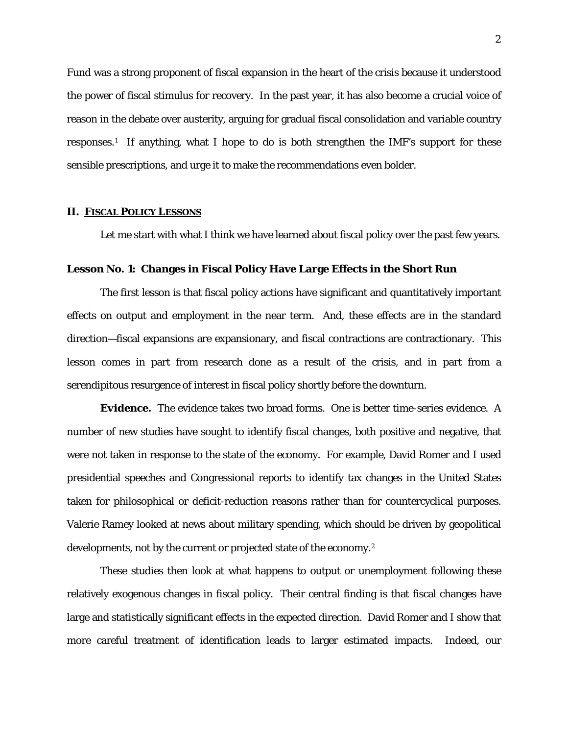Fund was a strong proponent of fiscal expansion in the heart of the crisis because it understood the power of fiscal stimulus for recovery. In the past year, it has also become a crucial voice of reason in the debate over austerity, arguing for gradual fiscal consolidation and variable country responses.[1] If anything, what I hope to do is both strengthen the IMF's support for these sensible prescriptions, and urge it to make the recommendations even bolder.

## II. Fiscal Policy Lessons

Let me start with what I think we have learned about fiscal policy over the past few years.

### Lesson No. 1: Changes in Fiscal Policy Have Large Effects in the Short Run

The first lesson is that fiscal policy actions have significant and quantitatively important effects on output and employment in the near term. And, these effects are in the standard direction—fiscal expansions are expansionary, and fiscal contractions are contractionary. This lesson comes in part from research done as a result of the crisis, and in part from a serendipitous resurgence of interest in fiscal policy shortly before the downturn.

**Evidence.** The evidence takes two broad forms. One is better time-series evidence. A number of new studies have sought to identify fiscal changes, both positive and negative, that were not taken in response to the state of the economy. For example, David Romer and I used presidential speeches and Congressional reports to identify tax changes in the United States taken for philosophical or deficit-reduction reasons rather than for countercyclical purposes. Valerie Ramey looked at news about military spending, which should be driven by geopolitical developments, not by the current or projected state of the economy.[2]

These studies then look at what happens to output or unemployment following these relatively exogenous changes in fiscal policy. Their central finding is that fiscal changes have large and statistically significant effects in the expected direction. David Romer and I show that more careful treatment of identification leads to larger estimated impacts. Indeed, our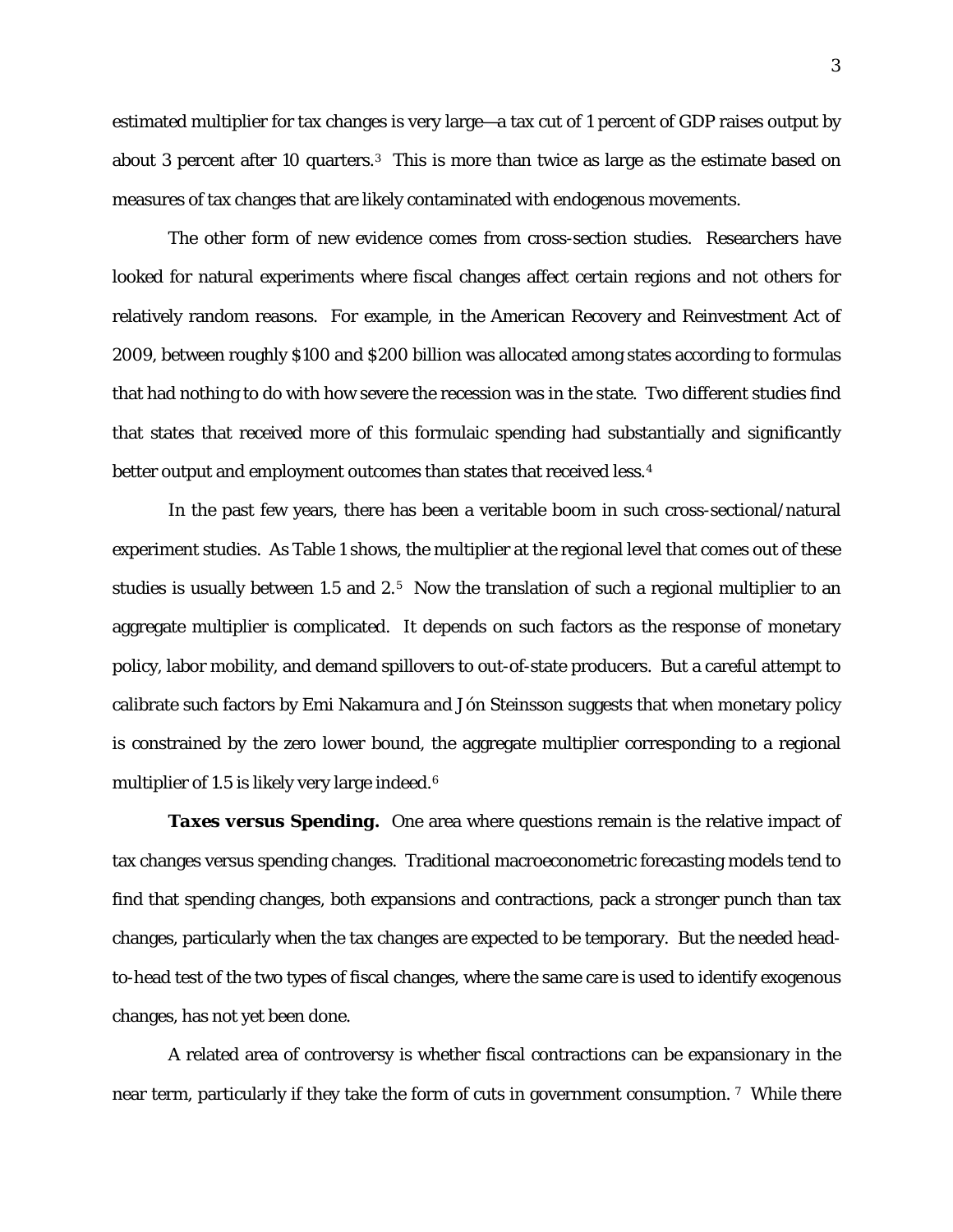estimated multiplier for tax changes is very large—a tax cut of 1 percent of GDP raises output by about 3 percent after 10 quarters.[3] This is more than twice as large as the estimate based on measures of tax changes that are likely contaminated with endogenous movements.

The other form of new evidence comes from cross-section studies. Researchers have looked for natural experiments where fiscal changes affect certain regions and not others for relatively random reasons. For example, in the American Recovery and Reinvestment Act of 2009, between roughly $100 and $200 billion was allocated among states according to formulas that had nothing to do with how severe the recession was in the state. Two different studies find that states that received more of this formulaic spending had substantially and significantly better output and employment outcomes than states that received less.[4]

In the past few years, there has been a veritable boom in such cross-sectional/natural experiment studies. As Table 1 shows, the multiplier at the regional level that comes out of these studies is usually between 1.5 and 2.[5] Now the translation of such a regional multiplier to an aggregate multiplier is complicated. It depends on such factors as the response of monetary policy, labor mobility, and demand spillovers to out-of-state producers. But a careful attempt to calibrate such factors by Emi Nakamura and Jón Steinsson suggests that when monetary policy is constrained by the zero lower bound, the aggregate multiplier corresponding to a regional multiplier of 1.5 is likely very large indeed.[6]

**Taxes versus Spending.** One area where questions remain is the relative impact of tax changes versus spending changes. Traditional macroeconometric forecasting models tend to find that spending changes, both expansions and contractions, pack a stronger punch than tax changes, particularly when the tax changes are expected to be temporary. But the needed head-to-head test of the two types of fiscal changes, where the same care is used to identify exogenous changes, has not yet been done.

A related area of controversy is whether fiscal contractions can be expansionary in the near term, particularly if they take the form of cuts in government consumption.[7] While there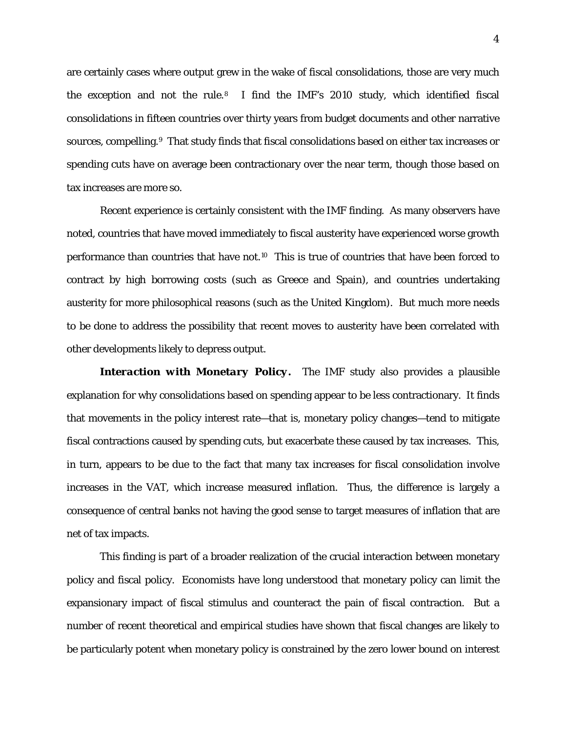are certainly cases where output grew in the wake of fiscal consolidations, those are very much the exception and not the rule.[8] I find the IMF's 2010 study, which identified fiscal consolidations in fifteen countries over thirty years from budget documents and other narrative sources, compelling.[9] That study finds that fiscal consolidations based on either tax increases or spending cuts have on average been contractionary over the near term, though those based on tax increases are more so.

Recent experience is certainly consistent with the IMF finding. As many observers have noted, countries that have moved immediately to fiscal austerity have experienced worse growth performance than countries that have not.[10] This is true of countries that have been forced to contract by high borrowing costs (such as Greece and Spain), and countries undertaking austerity for more philosophical reasons (such as the United Kingdom). But much more needs to be done to address the possibility that recent moves to austerity have been correlated with other developments likely to depress output.

***Interaction with Monetary Policy.*** The IMF study also provides a plausible explanation for why consolidations based on spending appear to be less contractionary. It finds that movements in the policy interest rate—that is, monetary policy changes—tend to mitigate fiscal contractions caused by spending cuts, but exacerbate these caused by tax increases. This, in turn, appears to be due to the fact that many tax increases for fiscal consolidation involve increases in the VAT, which increase measured inflation. Thus, the difference is largely a consequence of central banks not having the good sense to target measures of inflation that are net of tax impacts.

This finding is part of a broader realization of the crucial interaction between monetary policy and fiscal policy. Economists have long understood that monetary policy can limit the expansionary impact of fiscal stimulus and counteract the pain of fiscal contraction. But a number of recent theoretical and empirical studies have shown that fiscal changes are likely to be particularly potent when monetary policy is constrained by the zero lower bound on interest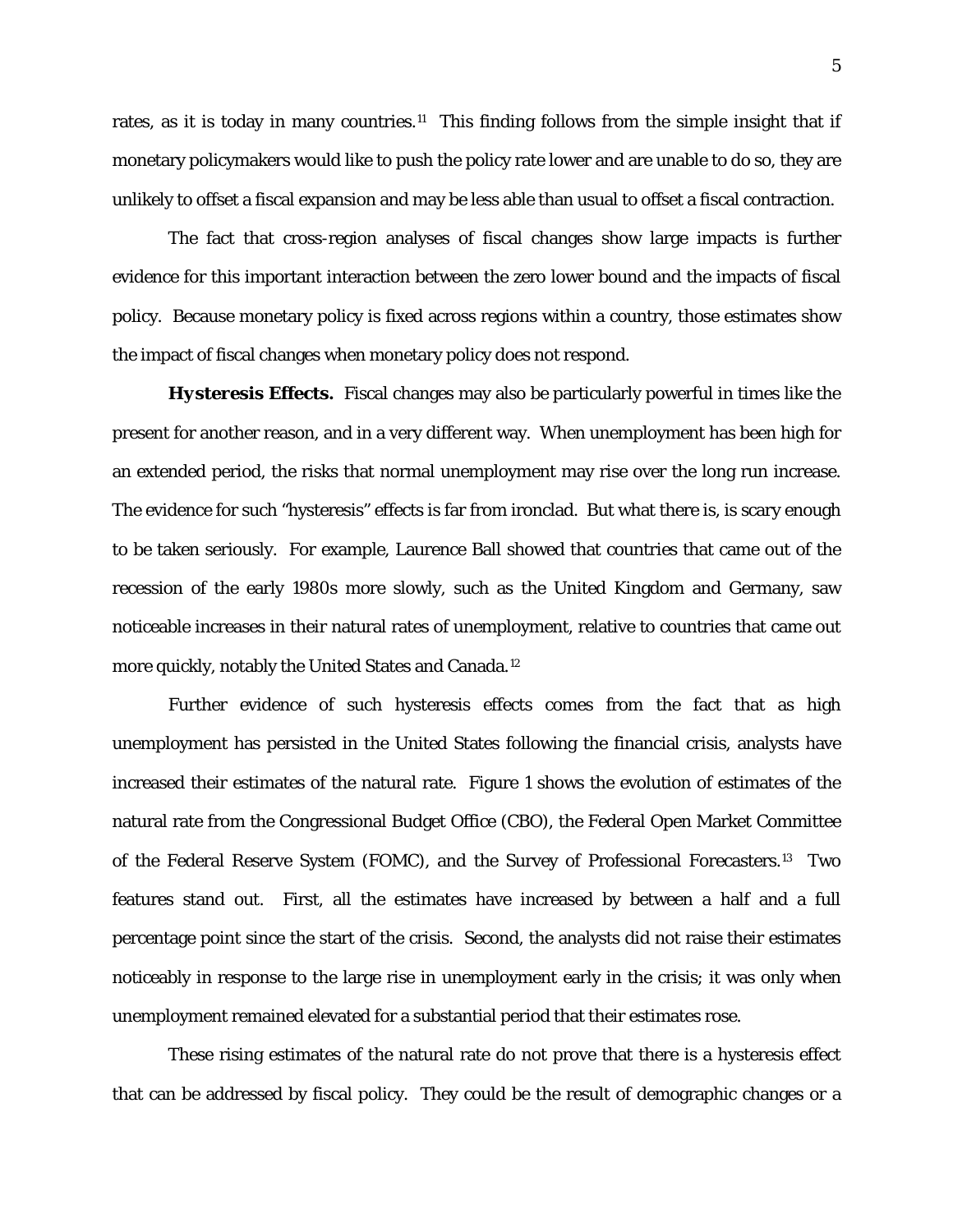rates, as it is today in many countries.[11] This finding follows from the simple insight that if monetary policymakers would like to push the policy rate lower and are unable to do so, they are unlikely to offset a fiscal expansion and may be less able than usual to offset a fiscal contraction.

The fact that cross-region analyses of fiscal changes show large impacts is further evidence for this important interaction between the zero lower bound and the impacts of fiscal policy. Because monetary policy is fixed across regions within a country, those estimates show the impact of fiscal changes when monetary policy does not respond.

**Hysteresis Effects.** Fiscal changes may also be particularly powerful in times like the present for another reason, and in a very different way. When unemployment has been high for an extended period, the risks that normal unemployment may rise over the long run increase. The evidence for such "hysteresis" effects is far from ironclad. But what there is, is scary enough to be taken seriously. For example, Laurence Ball showed that countries that came out of the recession of the early 1980s more slowly, such as the United Kingdom and Germany, saw noticeable increases in their natural rates of unemployment, relative to countries that came out more quickly, notably the United States and Canada.[12]

Further evidence of such hysteresis effects comes from the fact that as high unemployment has persisted in the United States following the financial crisis, analysts have increased their estimates of the natural rate. Figure 1 shows the evolution of estimates of the natural rate from the Congressional Budget Office (CBO), the Federal Open Market Committee of the Federal Reserve System (FOMC), and the Survey of Professional Forecasters.[13] Two features stand out. First, all the estimates have increased by between a half and a full percentage point since the start of the crisis. Second, the analysts did not raise their estimates noticeably in response to the large rise in unemployment early in the crisis; it was only when unemployment remained elevated for a substantial period that their estimates rose.

These rising estimates of the natural rate do not prove that there is a hysteresis effect that can be addressed by fiscal policy. They could be the result of demographic changes or a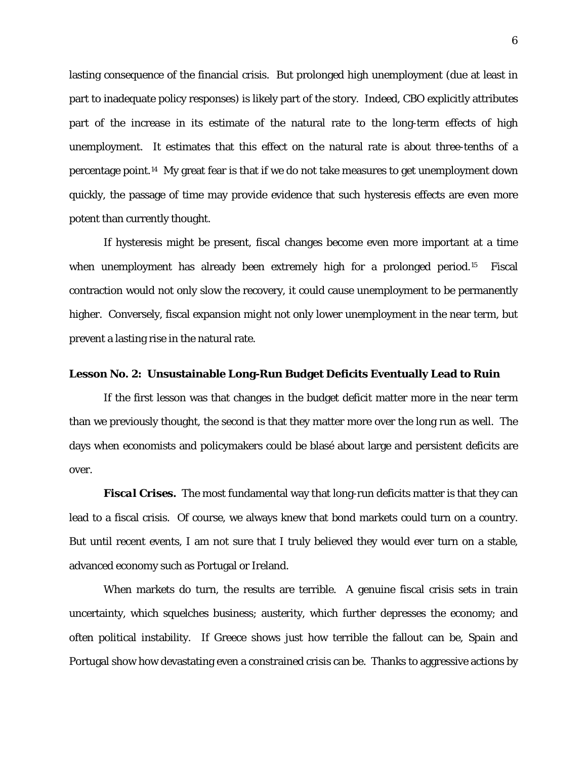lasting consequence of the financial crisis. But prolonged high unemployment (due at least in part to inadequate policy responses) is likely part of the story. Indeed, CBO explicitly attributes part of the increase in its estimate of the natural rate to the long-term effects of high unemployment. It estimates that this effect on the natural rate is about three-tenths of a percentage point.[14] My great fear is that if we do not take measures to get unemployment down quickly, the passage of time may provide evidence that such hysteresis effects are even more potent than currently thought.

If hysteresis might be present, fiscal changes become even more important at a time when unemployment has already been extremely high for a prolonged period.[15] Fiscal contraction would not only slow the recovery, it could cause unemployment to be permanently higher. Conversely, fiscal expansion might not only lower unemployment in the near term, but prevent a lasting rise in the natural rate.

**Lesson No. 2: Unsustainable Long-Run Budget Deficits Eventually Lead to Ruin**

If the first lesson was that changes in the budget deficit matter more in the near term than we previously thought, the second is that they matter more over the long run as well. The days when economists and policymakers could be blasé about large and persistent deficits are over.

***Fiscal Crises.*** The most fundamental way that long-run deficits matter is that they can lead to a fiscal crisis. Of course, we always knew that bond markets could turn on a country. But until recent events, I am not sure that I truly believed they would ever turn on a stable, advanced economy such as Portugal or Ireland.

When markets do turn, the results are terrible. A genuine fiscal crisis sets in train uncertainty, which squelches business; austerity, which further depresses the economy; and often political instability. If Greece shows just how terrible the fallout can be, Spain and Portugal show how devastating even a constrained crisis can be. Thanks to aggressive actions by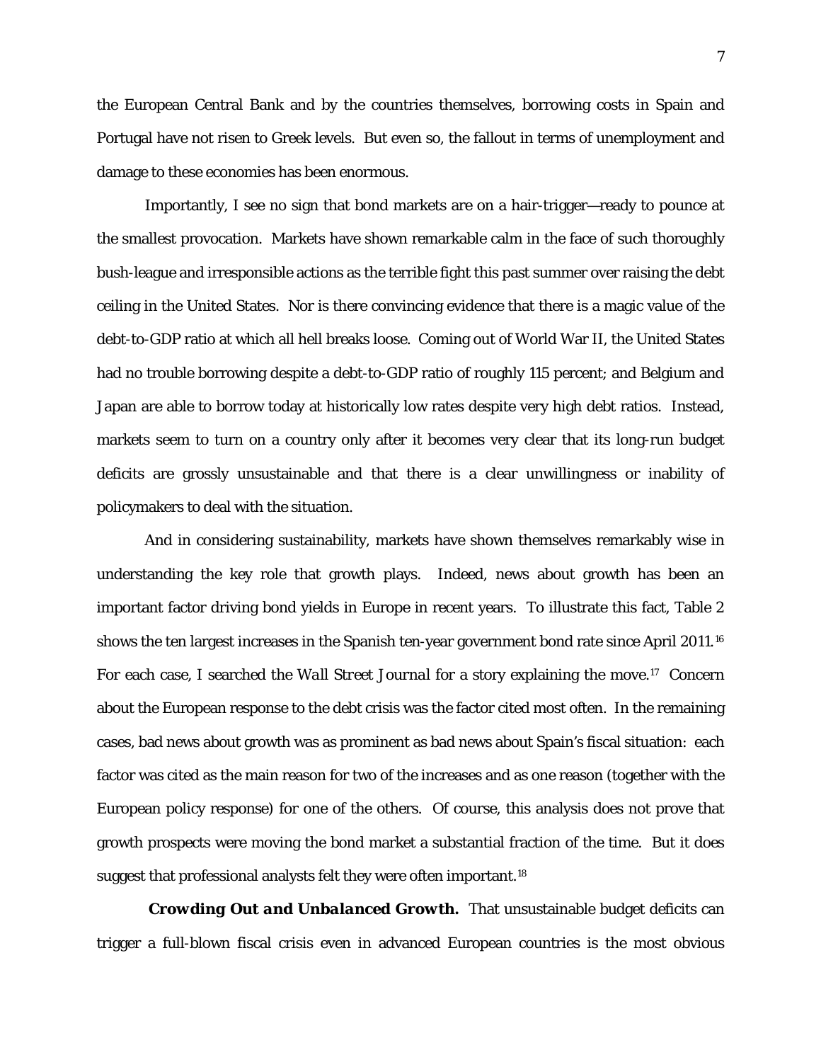the European Central Bank and by the countries themselves, borrowing costs in Spain and Portugal have not risen to Greek levels. But even so, the fallout in terms of unemployment and damage to these economies has been enormous.

Importantly, I see no sign that bond markets are on a hair-trigger—ready to pounce at the smallest provocation. Markets have shown remarkable calm in the face of such thoroughly bush-league and irresponsible actions as the terrible fight this past summer over raising the debt ceiling in the United States. Nor is there convincing evidence that there is a magic value of the debt-to-GDP ratio at which all hell breaks loose. Coming out of World War II, the United States had no trouble borrowing despite a debt-to-GDP ratio of roughly 115 percent; and Belgium and Japan are able to borrow today at historically low rates despite very high debt ratios. Instead, markets seem to turn on a country only after it becomes very clear that its long-run budget deficits are grossly unsustainable and that there is a clear unwillingness or inability of policymakers to deal with the situation.

And in considering sustainability, markets have shown themselves remarkably wise in understanding the key role that growth plays. Indeed, news about growth has been an important factor driving bond yields in Europe in recent years. To illustrate this fact, Table 2 shows the ten largest increases in the Spanish ten-year government bond rate since April 2011.[16] For each case, I searched the *Wall Street Journal* for a story explaining the move.[17] Concern about the European response to the debt crisis was the factor cited most often. In the remaining cases, bad news about growth was as prominent as bad news about Spain's fiscal situation: each factor was cited as the main reason for two of the increases and as one reason (together with the European policy response) for one of the others. Of course, this analysis does not prove that growth prospects were moving the bond market a substantial fraction of the time. But it does suggest that professional analysts felt they were often important.[18]

***Crowding Out and Unbalanced Growth.*** That unsustainable budget deficits can trigger a full-blown fiscal crisis even in advanced European countries is the most obvious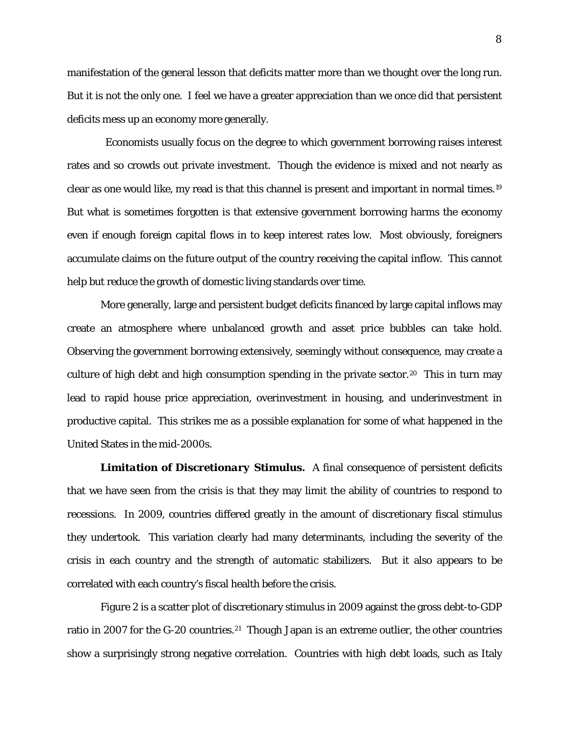manifestation of the general lesson that deficits matter more than we thought over the long run. But it is not the only one. I feel we have a greater appreciation than we once did that persistent deficits mess up an economy more generally.

Economists usually focus on the degree to which government borrowing raises interest rates and so crowds out private investment. Though the evidence is mixed and not nearly as clear as one would like, my read is that this channel is present and important in normal times.[19] But what is sometimes forgotten is that extensive government borrowing harms the economy even if enough foreign capital flows in to keep interest rates low. Most obviously, foreigners accumulate claims on the future output of the country receiving the capital inflow. This cannot help but reduce the growth of domestic living standards over time.

More generally, large and persistent budget deficits financed by large capital inflows may create an atmosphere where unbalanced growth and asset price bubbles can take hold. Observing the government borrowing extensively, seemingly without consequence, may create a culture of high debt and high consumption spending in the private sector.[20] This in turn may lead to rapid house price appreciation, overinvestment in housing, and underinvestment in productive capital. This strikes me as a possible explanation for some of what happened in the United States in the mid-2000s.

***Limitation of Discretionary Stimulus.*** A final consequence of persistent deficits that we have seen from the crisis is that they may limit the ability of countries to respond to recessions. In 2009, countries differed greatly in the amount of discretionary fiscal stimulus they undertook. This variation clearly had many determinants, including the severity of the crisis in each country and the strength of automatic stabilizers. But it also appears to be correlated with each country's fiscal health before the crisis.

Figure 2 is a scatter plot of discretionary stimulus in 2009 against the gross debt-to-GDP ratio in 2007 for the G-20 countries.[21] Though Japan is an extreme outlier, the other countries show a surprisingly strong negative correlation. Countries with high debt loads, such as Italy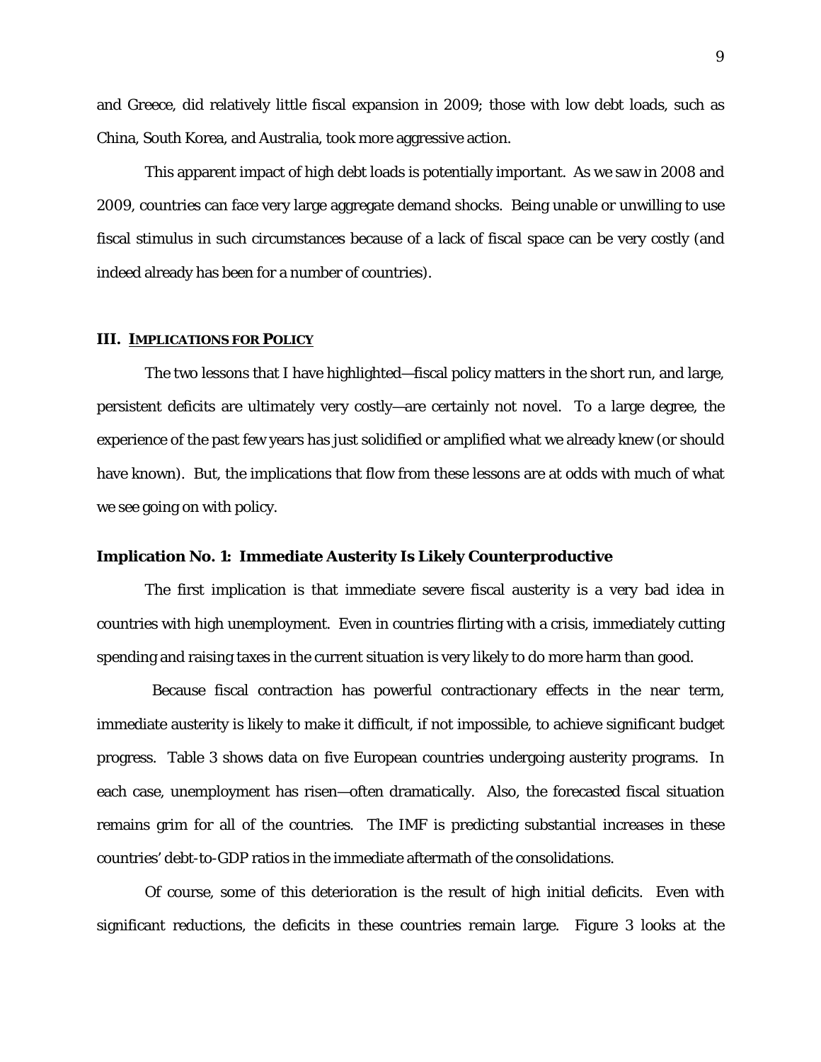and Greece, did relatively little fiscal expansion in 2009; those with low debt loads, such as China, South Korea, and Australia, took more aggressive action.

This apparent impact of high debt loads is potentially important. As we saw in 2008 and 2009, countries can face very large aggregate demand shocks. Being unable or unwilling to use fiscal stimulus in such circumstances because of a lack of fiscal space can be very costly (and indeed already has been for a number of countries).

## III. Implications for Policy

The two lessons that I have highlighted—fiscal policy matters in the short run, and large, persistent deficits are ultimately very costly—are certainly not novel. To a large degree, the experience of the past few years has just solidified or amplified what we already knew (or should have known). But, the implications that flow from these lessons are at odds with much of what we see going on with policy.

### Implication No. 1: Immediate Austerity Is Likely Counterproductive

The first implication is that immediate severe fiscal austerity is a very bad idea in countries with high unemployment. Even in countries flirting with a crisis, immediately cutting spending and raising taxes in the current situation is very likely to do more harm than good.

Because fiscal contraction has powerful contractionary effects in the near term, immediate austerity is likely to make it difficult, if not impossible, to achieve significant budget progress. Table 3 shows data on five European countries undergoing austerity programs. In each case, unemployment has risen—often dramatically. Also, the forecasted fiscal situation remains grim for all of the countries. The IMF is predicting substantial increases in these countries' debt-to-GDP ratios in the immediate aftermath of the consolidations.

Of course, some of this deterioration is the result of high initial deficits. Even with significant reductions, the deficits in these countries remain large. Figure 3 looks at the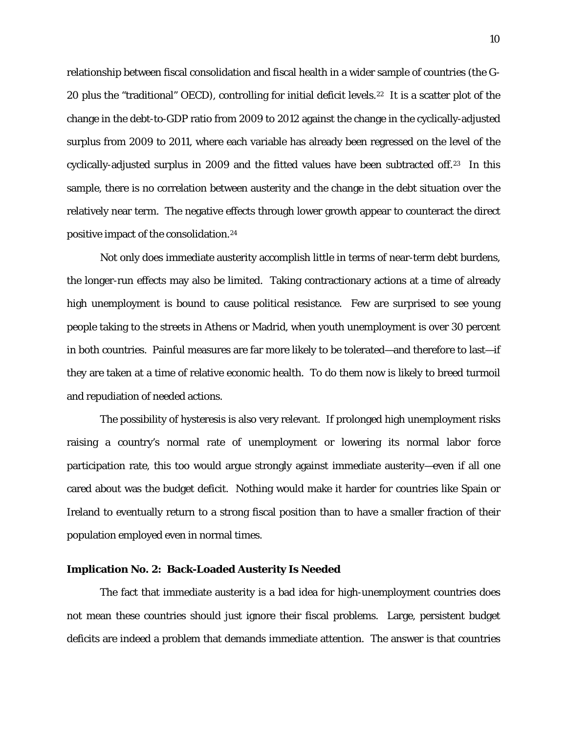relationship between fiscal consolidation and fiscal health in a wider sample of countries (the G-20 plus the "traditional" OECD), controlling for initial deficit levels.[22] It is a scatter plot of the change in the debt-to-GDP ratio from 2009 to 2012 against the change in the cyclically-adjusted surplus from 2009 to 2011, where each variable has already been regressed on the level of the cyclically-adjusted surplus in 2009 and the fitted values have been subtracted off.[23] In this sample, there is no correlation between austerity and the change in the debt situation over the relatively near term. The negative effects through lower growth appear to counteract the direct positive impact of the consolidation.[24]

Not only does immediate austerity accomplish little in terms of near-term debt burdens, the longer-run effects may also be limited. Taking contractionary actions at a time of already high unemployment is bound to cause political resistance. Few are surprised to see young people taking to the streets in Athens or Madrid, when youth unemployment is over 30 percent in both countries. Painful measures are far more likely to be tolerated—and therefore to last—if they are taken at a time of relative economic health. To do them now is likely to breed turmoil and repudiation of needed actions.

The possibility of hysteresis is also very relevant. If prolonged high unemployment risks raising a country's normal rate of unemployment or lowering its normal labor force participation rate, this too would argue strongly against immediate austerity—even if all one cared about was the budget deficit. Nothing would make it harder for countries like Spain or Ireland to eventually return to a strong fiscal position than to have a smaller fraction of their population employed even in normal times.

### Implication No. 2: Back-Loaded Austerity Is Needed

The fact that immediate austerity is a bad idea for high-unemployment countries does not mean these countries should just ignore their fiscal problems. Large, persistent budget deficits are indeed a problem that demands immediate attention. The answer is that countries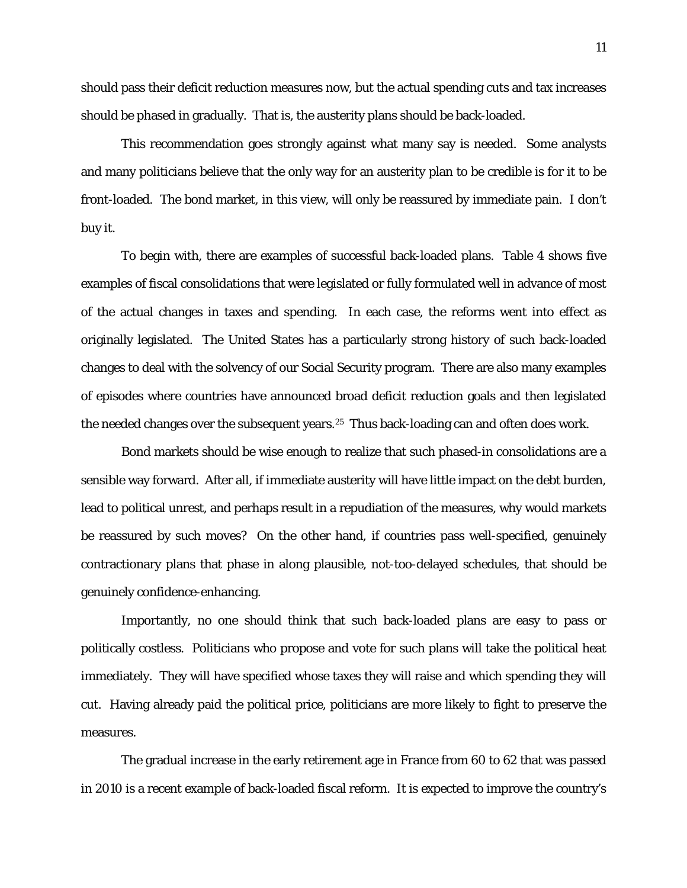should pass their deficit reduction measures now, but the actual spending cuts and tax increases should be phased in gradually. That is, the austerity plans should be back-loaded.

This recommendation goes strongly against what many say is needed. Some analysts and many politicians believe that the only way for an austerity plan to be credible is for it to be front-loaded. The bond market, in this view, will only be reassured by immediate pain. I don't buy it.

To begin with, there are examples of successful back-loaded plans. Table 4 shows five examples of fiscal consolidations that were legislated or fully formulated well in advance of most of the actual changes in taxes and spending. In each case, the reforms went into effect as originally legislated. The United States has a particularly strong history of such back-loaded changes to deal with the solvency of our Social Security program. There are also many examples of episodes where countries have announced broad deficit reduction goals and then legislated the needed changes over the subsequent years.[25] Thus back-loading can and often does work.

Bond markets should be wise enough to realize that such phased-in consolidations are a sensible way forward. After all, if immediate austerity will have little impact on the debt burden, lead to political unrest, and perhaps result in a repudiation of the measures, why would markets be reassured by such moves? On the other hand, if countries pass well-specified, genuinely contractionary plans that phase in along plausible, not-too-delayed schedules, that should be genuinely confidence-enhancing.

Importantly, no one should think that such back-loaded plans are easy to pass or politically costless. Politicians who propose and vote for such plans will take the political heat immediately. They will have specified whose taxes they will raise and which spending they will cut. Having already paid the political price, politicians are more likely to fight to preserve the measures.

The gradual increase in the early retirement age in France from 60 to 62 that was passed in 2010 is a recent example of back-loaded fiscal reform. It is expected to improve the country's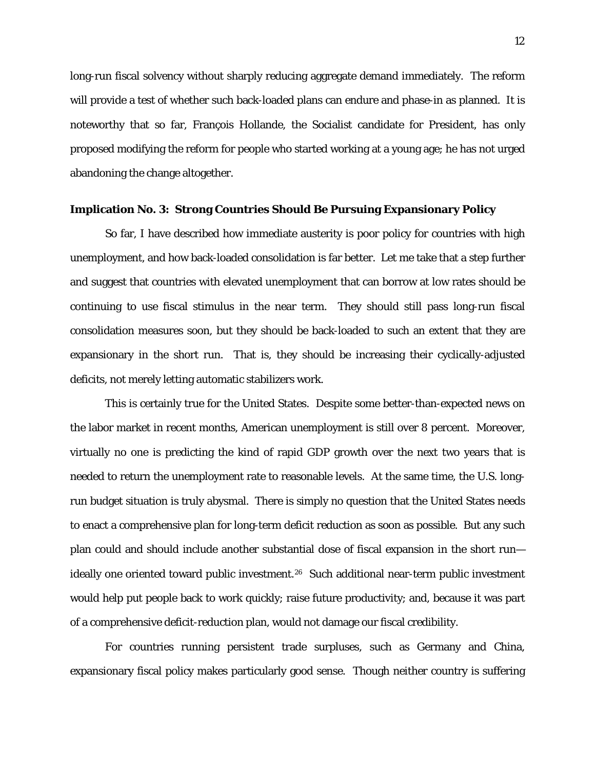long-run fiscal solvency without sharply reducing aggregate demand immediately. The reform will provide a test of whether such back-loaded plans can endure and phase-in as planned. It is noteworthy that so far, François Hollande, the Socialist candidate for President, has only proposed modifying the reform for people who started working at a young age; he has not urged abandoning the change altogether.

**Implication No. 3: Strong Countries Should Be Pursuing Expansionary Policy**

So far, I have described how immediate austerity is poor policy for countries with high unemployment, and how back-loaded consolidation is far better. Let me take that a step further and suggest that countries with elevated unemployment that can borrow at low rates should be continuing to use fiscal stimulus in the near term. They should still pass long-run fiscal consolidation measures soon, but they should be back-loaded to such an extent that they are expansionary in the short run. That is, they should be increasing their cyclically-adjusted deficits, not merely letting automatic stabilizers work.

This is certainly true for the United States. Despite some better-than-expected news on the labor market in recent months, American unemployment is still over 8 percent. Moreover, virtually no one is predicting the kind of rapid GDP growth over the next two years that is needed to return the unemployment rate to reasonable levels. At the same time, the U.S. long-run budget situation is truly abysmal. There is simply no question that the United States needs to enact a comprehensive plan for long-term deficit reduction as soon as possible. But any such plan could and should include another substantial dose of fiscal expansion in the short run—ideally one oriented toward public investment.[26] Such additional near-term public investment would help put people back to work quickly; raise future productivity; and, because it was part of a comprehensive deficit-reduction plan, would not damage our fiscal credibility.

For countries running persistent trade surpluses, such as Germany and China, expansionary fiscal policy makes particularly good sense. Though neither country is suffering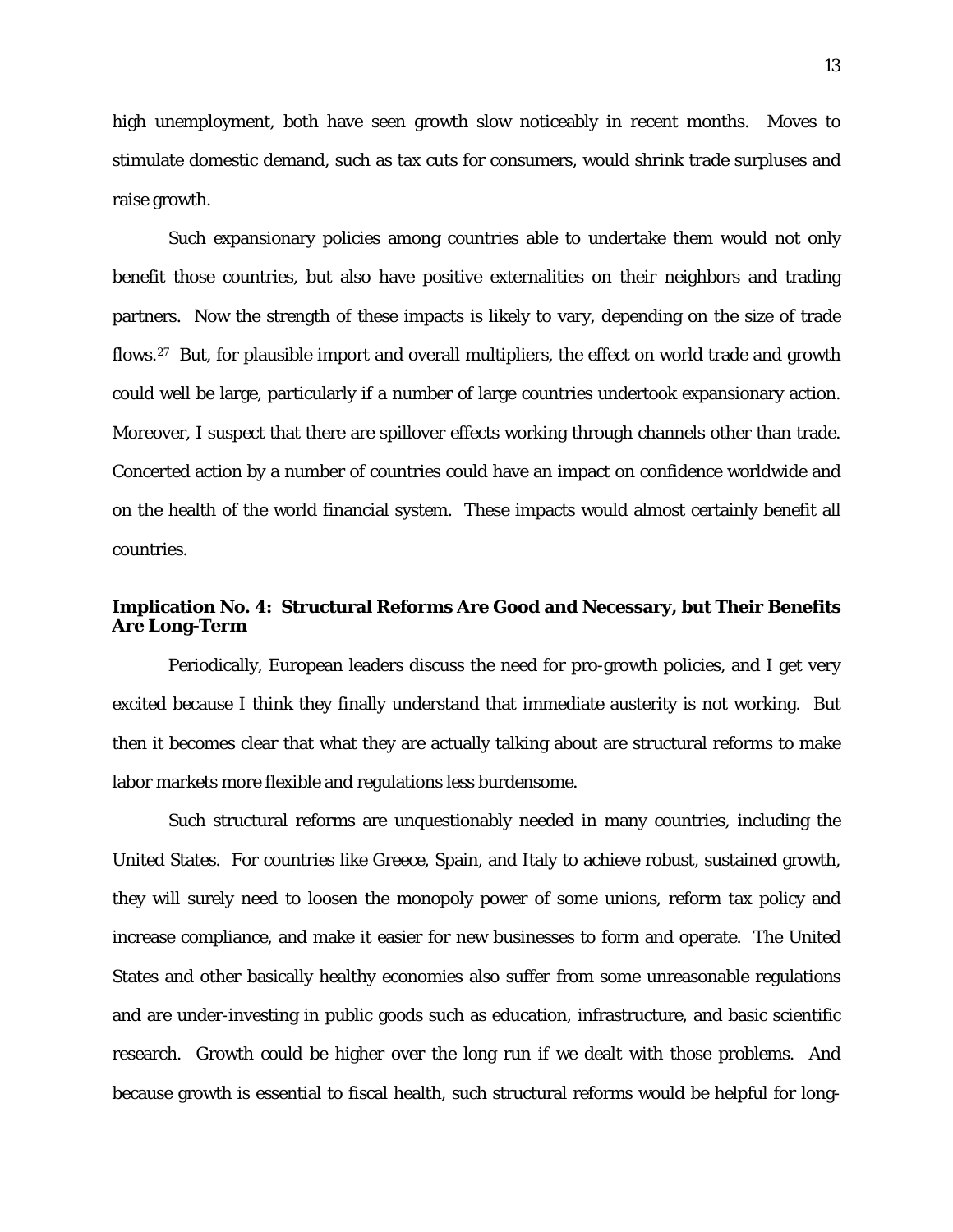high unemployment, both have seen growth slow noticeably in recent months. Moves to stimulate domestic demand, such as tax cuts for consumers, would shrink trade surpluses and raise growth.

Such expansionary policies among countries able to undertake them would not only benefit those countries, but also have positive externalities on their neighbors and trading partners. Now the strength of these impacts is likely to vary, depending on the size of trade flows.[27] But, for plausible import and overall multipliers, the effect on world trade and growth could well be large, particularly if a number of large countries undertook expansionary action. Moreover, I suspect that there are spillover effects working through channels other than trade. Concerted action by a number of countries could have an impact on confidence worldwide and on the health of the world financial system. These impacts would almost certainly benefit all countries.

**Implication No. 4: Structural Reforms Are Good and Necessary, but Their Benefits Are Long-Term**

Periodically, European leaders discuss the need for pro-growth policies, and I get very excited because I think they finally understand that immediate austerity is not working. But then it becomes clear that what they are actually talking about are structural reforms to make labor markets more flexible and regulations less burdensome.

Such structural reforms are unquestionably needed in many countries, including the United States. For countries like Greece, Spain, and Italy to achieve robust, sustained growth, they will surely need to loosen the monopoly power of some unions, reform tax policy and increase compliance, and make it easier for new businesses to form and operate. The United States and other basically healthy economies also suffer from some unreasonable regulations and are under-investing in public goods such as education, infrastructure, and basic scientific research. Growth could be higher over the long run if we dealt with those problems. And because growth is essential to fiscal health, such structural reforms would be helpful for long-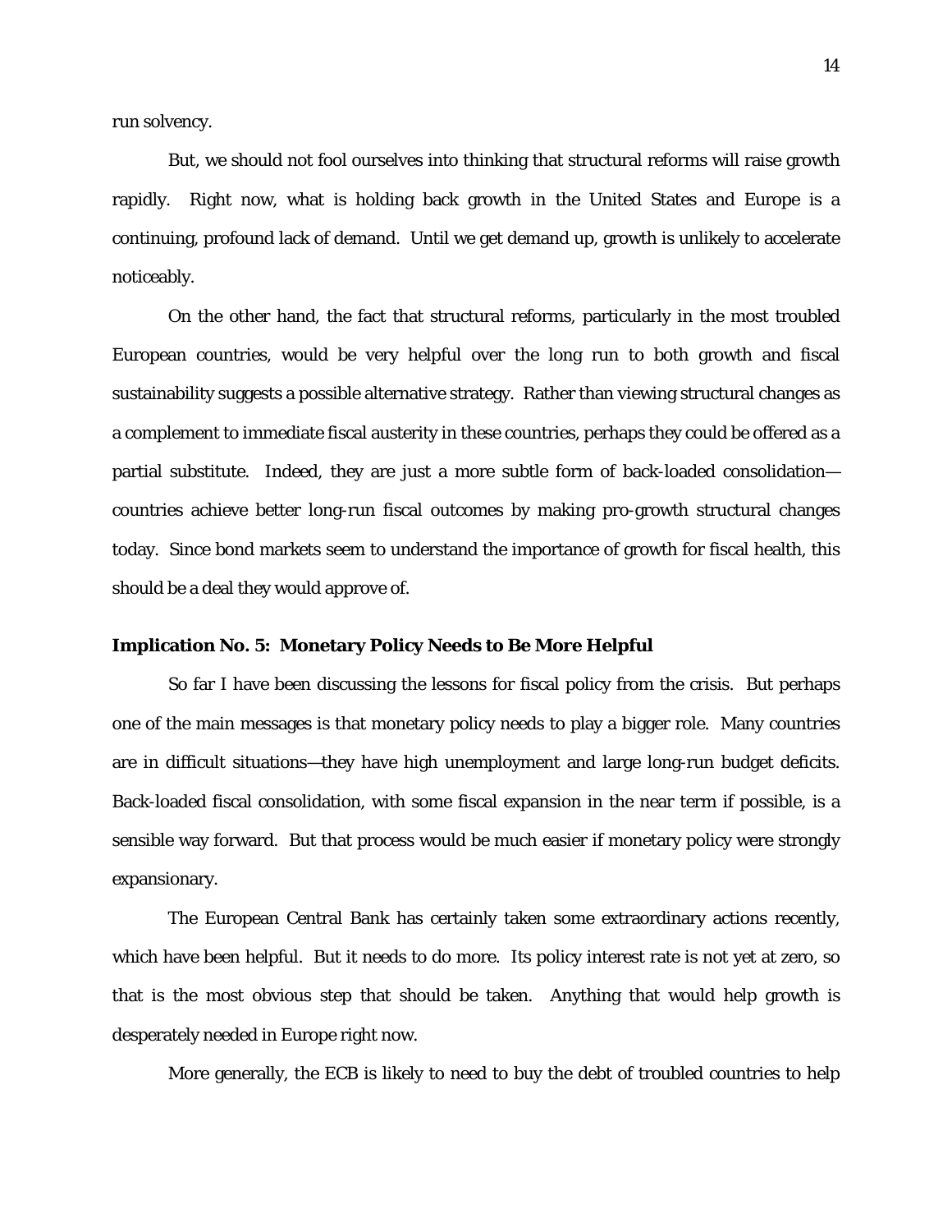run solvency.

But, we should not fool ourselves into thinking that structural reforms will raise growth rapidly. Right now, what is holding back growth in the United States and Europe is a continuing, profound lack of demand. Until we get demand up, growth is unlikely to accelerate noticeably.

On the other hand, the fact that structural reforms, particularly in the most troubled European countries, would be very helpful over the long run to both growth and fiscal sustainability suggests a possible alternative strategy. Rather than viewing structural changes as a complement to immediate fiscal austerity in these countries, perhaps they could be offered as a partial substitute. Indeed, they are just a more subtle form of back-loaded consolidation—countries achieve better long-run fiscal outcomes by making pro-growth structural changes today. Since bond markets seem to understand the importance of growth for fiscal health, this should be a deal they would approve of.

**Implication No. 5: Monetary Policy Needs to Be More Helpful**

So far I have been discussing the lessons for fiscal policy from the crisis. But perhaps one of the main messages is that monetary policy needs to play a bigger role. Many countries are in difficult situations—they have high unemployment and large long-run budget deficits. Back-loaded fiscal consolidation, with some fiscal expansion in the near term if possible, is a sensible way forward. But that process would be much easier if monetary policy were strongly expansionary.

The European Central Bank has certainly taken some extraordinary actions recently, which have been helpful. But it needs to do more. Its policy interest rate is not yet at zero, so that is the most obvious step that should be taken. Anything that would help growth is desperately needed in Europe right now.

More generally, the ECB is likely to need to buy the debt of troubled countries to help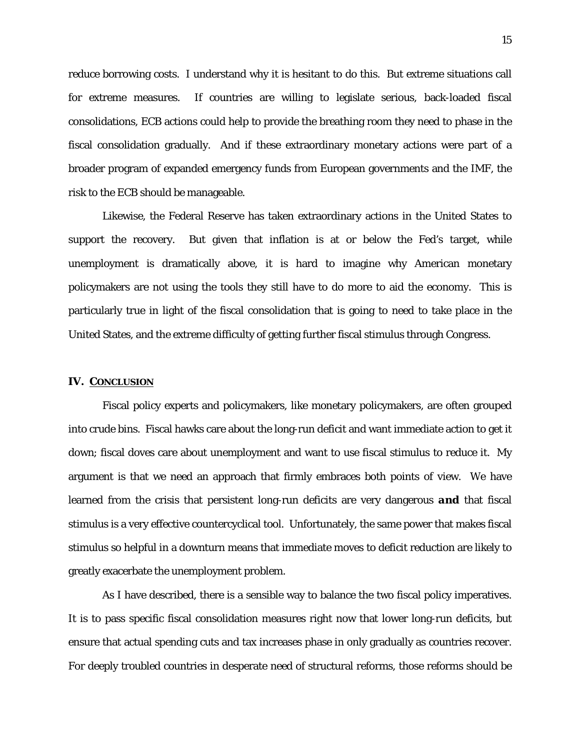reduce borrowing costs. I understand why it is hesitant to do this. But extreme situations call for extreme measures. If countries are willing to legislate serious, back-loaded fiscal consolidations, ECB actions could help to provide the breathing room they need to phase in the fiscal consolidation gradually. And if these extraordinary monetary actions were part of a broader program of expanded emergency funds from European governments and the IMF, the risk to the ECB should be manageable.

Likewise, the Federal Reserve has taken extraordinary actions in the United States to support the recovery. But given that inflation is at or below the Fed's target, while unemployment is dramatically above, it is hard to imagine why American monetary policymakers are not using the tools they still have to do more to aid the economy. This is particularly true in light of the fiscal consolidation that is going to need to take place in the United States, and the extreme difficulty of getting further fiscal stimulus through Congress.

## IV. CONCLUSION

Fiscal policy experts and policymakers, like monetary policymakers, are often grouped into crude bins. Fiscal hawks care about the long-run deficit and want immediate action to get it down; fiscal doves care about unemployment and want to use fiscal stimulus to reduce it. My argument is that we need an approach that firmly embraces both points of view. We have learned from the crisis that persistent long-run deficits are very dangerous ***and*** that fiscal stimulus is a very effective countercyclical tool. Unfortunately, the same power that makes fiscal stimulus so helpful in a downturn means that immediate moves to deficit reduction are likely to greatly exacerbate the unemployment problem.

As I have described, there is a sensible way to balance the two fiscal policy imperatives. It is to pass specific fiscal consolidation measures right now that lower long-run deficits, but ensure that actual spending cuts and tax increases phase in only gradually as countries recover. For deeply troubled countries in desperate need of structural reforms, those reforms should be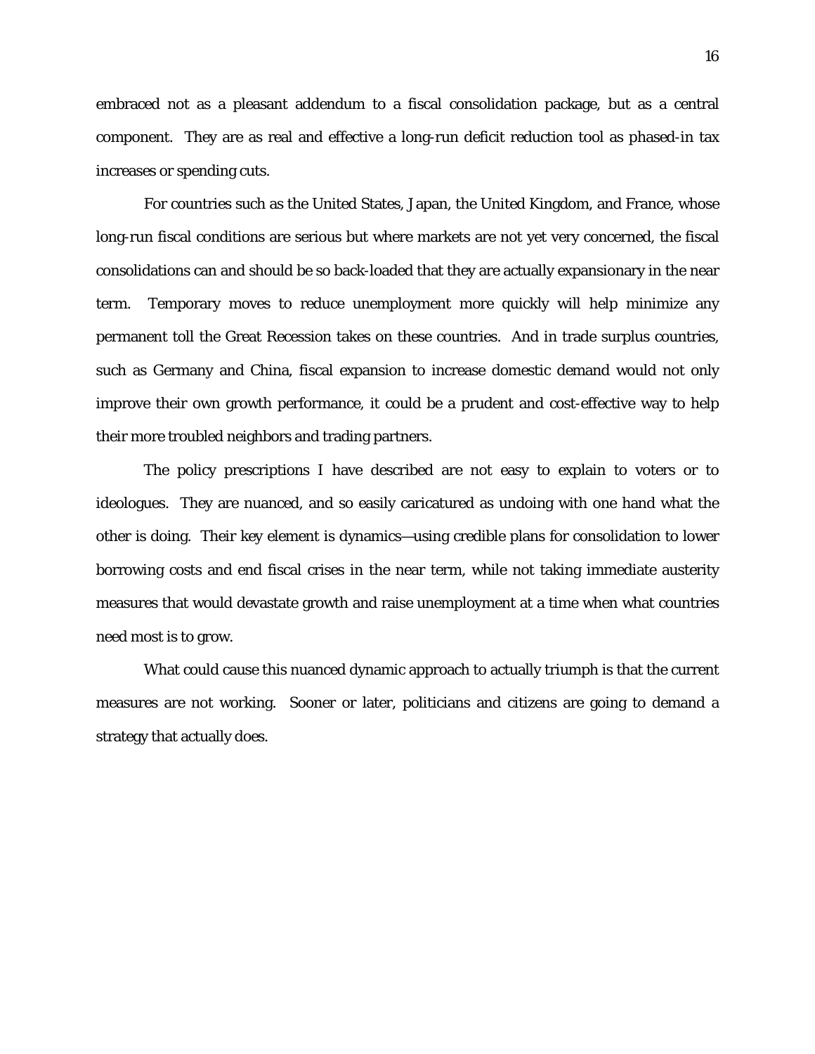embraced not as a pleasant addendum to a fiscal consolidation package, but as a central component. They are as real and effective a long-run deficit reduction tool as phased-in tax increases or spending cuts.

For countries such as the United States, Japan, the United Kingdom, and France, whose long-run fiscal conditions are serious but where markets are not yet very concerned, the fiscal consolidations can and should be so back-loaded that they are actually expansionary in the near term. Temporary moves to reduce unemployment more quickly will help minimize any permanent toll the Great Recession takes on these countries. And in trade surplus countries, such as Germany and China, fiscal expansion to increase domestic demand would not only improve their own growth performance, it could be a prudent and cost-effective way to help their more troubled neighbors and trading partners.

The policy prescriptions I have described are not easy to explain to voters or to ideologues. They are nuanced, and so easily caricatured as undoing with one hand what the other is doing. Their key element is dynamics—using credible plans for consolidation to lower borrowing costs and end fiscal crises in the near term, while not taking immediate austerity measures that would devastate growth and raise unemployment at a time when what countries need most is to grow.

What could cause this nuanced dynamic approach to actually triumph is that the current measures are not working. Sooner or later, politicians and citizens are going to demand a strategy that actually does.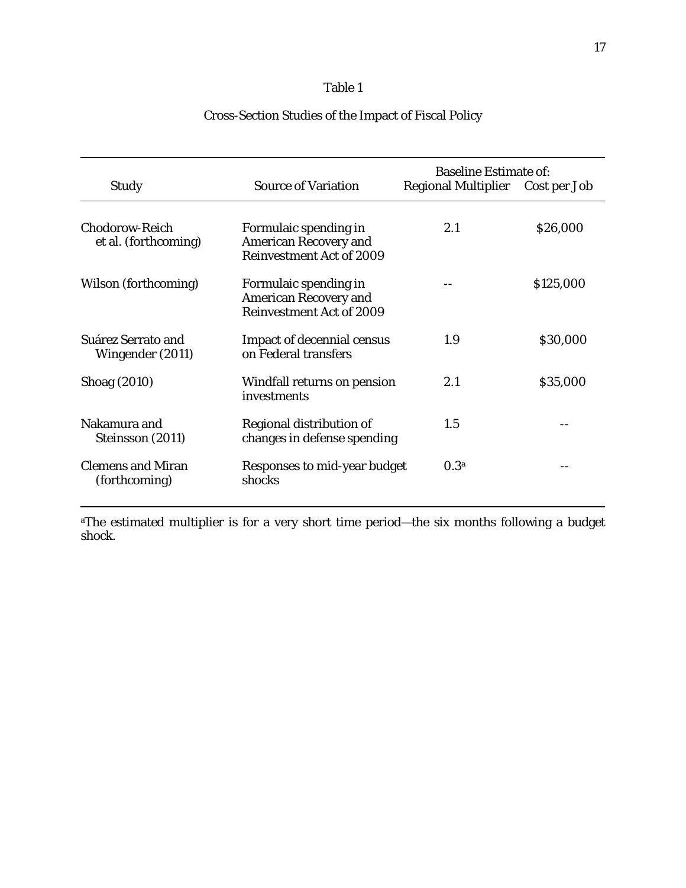Table 1

Cross-Section Studies of the Impact of Fiscal Policy

| Study | Source of Variation | Baseline Estimate of: | |
|---|---|---|---|
| | | Regional Multiplier | Cost per Job |
| Chodorow-Reich et al. (forthcoming) | Formulaic spending in American Recovery and Reinvestment Act of 2009 | 2.1 | \$26,000 |
| Wilson (forthcoming) | Formulaic spending in American Recovery and Reinvestment Act of 2009 | -- | \$125,000 |
| Suárez Serrato and Wingender (2011) | Impact of decennial census on Federal transfers | 1.9 | \$30,000 |
| Shoag (2010) | Windfall returns on pension investments | 2.1 | \$35,000 |
| Nakamura and Steinsson (2011) | Regional distribution of changes in defense spending | 1.5 | -- |
| Clemens and Miran (forthcoming) | Responses to mid-year budget shocks | 0.3[a] | -- |

[a]The estimated multiplier is for a very short time period—the six months following a budget shock.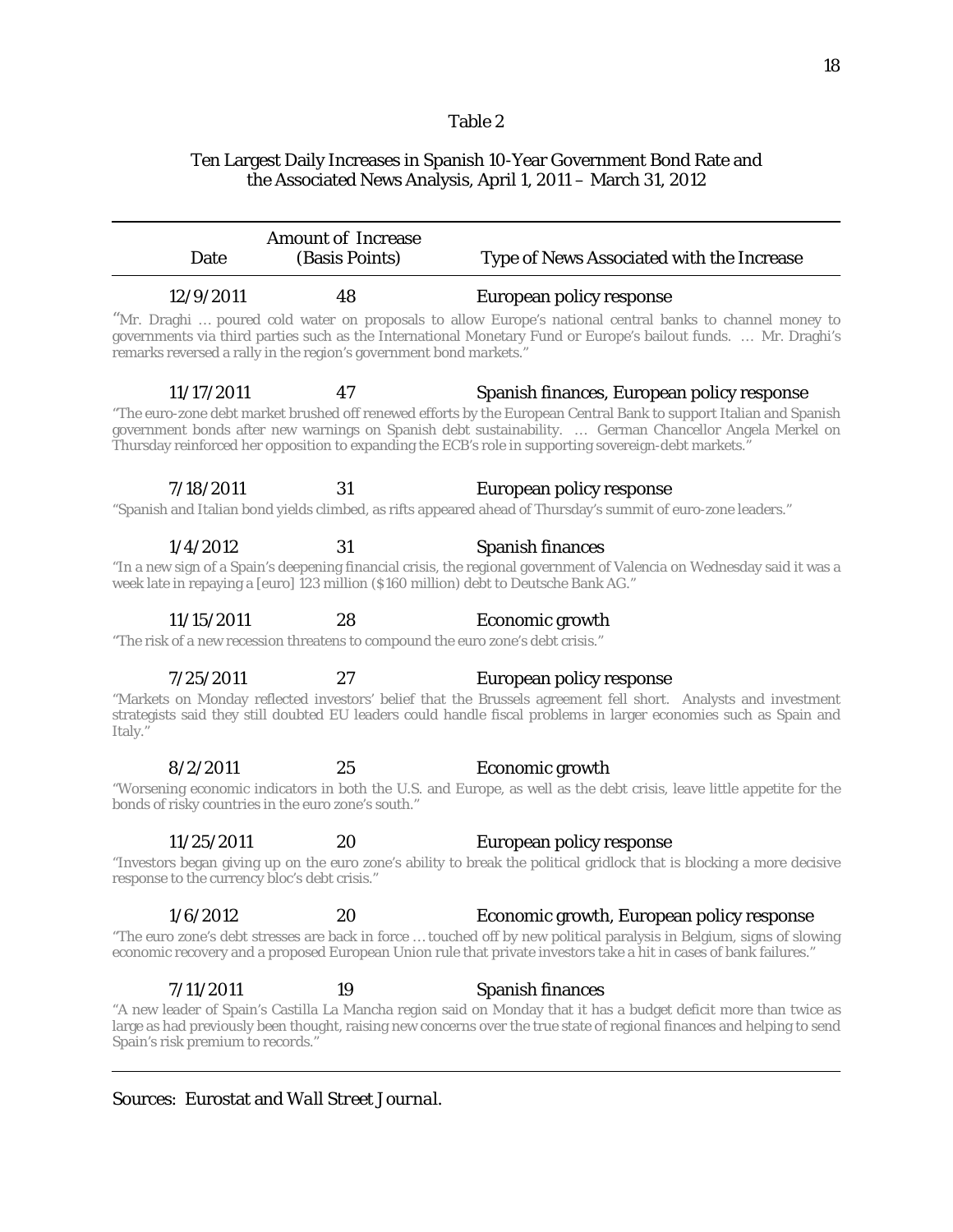Table 2

Ten Largest Daily Increases in Spanish 10-Year Government Bond Rate and the Associated News Analysis, April 1, 2011 – March 31, 2012

| Date | Amount of Increase (Basis Points) | Type of News Associated with the Increase |
|---|---|---|
| 12/9/2011 | 48 | European policy response |
| "Mr. Draghi … poured cold water on proposals to allow Europe's national central banks to channel money to governments via third parties such as the International Monetary Fund or Europe's bailout funds. … Mr. Draghi's remarks reversed a rally in the region's government bond markets." | | |
| 11/17/2011 | 47 | Spanish finances, European policy response |
| "The euro-zone debt market brushed off renewed efforts by the European Central Bank to support Italian and Spanish government bonds after new warnings on Spanish debt sustainability. … German Chancellor Angela Merkel on Thursday reinforced her opposition to expanding the ECB's role in supporting sovereign-debt markets." | | |
| 7/18/2011 | 31 | European policy response |
| "Spanish and Italian bond yields climbed, as rifts appeared ahead of Thursday's summit of euro-zone leaders." | | |
| 1/4/2012 | 31 | Spanish finances |
| "In a new sign of a Spain's deepening financial crisis, the regional government of Valencia on Wednesday said it was a week late in repaying a [euro] 123 million ($160 million) debt to Deutsche Bank AG." | | |
| 11/15/2011 | 28 | Economic growth |
| "The risk of a new recession threatens to compound the euro zone's debt crisis." | | |
| 7/25/2011 | 27 | European policy response |
| "Markets on Monday reflected investors' belief that the Brussels agreement fell short. Analysts and investment strategists said they still doubted EU leaders could handle fiscal problems in larger economies such as Spain and Italy." | | |
| 8/2/2011 | 25 | Economic growth |
| "Worsening economic indicators in both the U.S. and Europe, as well as the debt crisis, leave little appetite for the bonds of risky countries in the euro zone's south." | | |
| 11/25/2011 | 20 | European policy response |
| "Investors began giving up on the euro zone's ability to break the political gridlock that is blocking a more decisive response to the currency bloc's debt crisis." | | |
| 1/6/2012 | 20 | Economic growth, European policy response |
| "The euro zone's debt stresses are back in force … touched off by new political paralysis in Belgium, signs of slowing economic recovery and a proposed European Union rule that private investors take a hit in cases of bank failures." | | |
| 7/11/2011 | 19 | Spanish finances |
| "A new leader of Spain's Castilla La Mancha region said on Monday that it has a budget deficit more than twice as large as had previously been thought, raising new concerns over the true state of regional finances and helping to send Spain's risk premium to records." | | |

Sources: Eurostat and *Wall Street Journal*.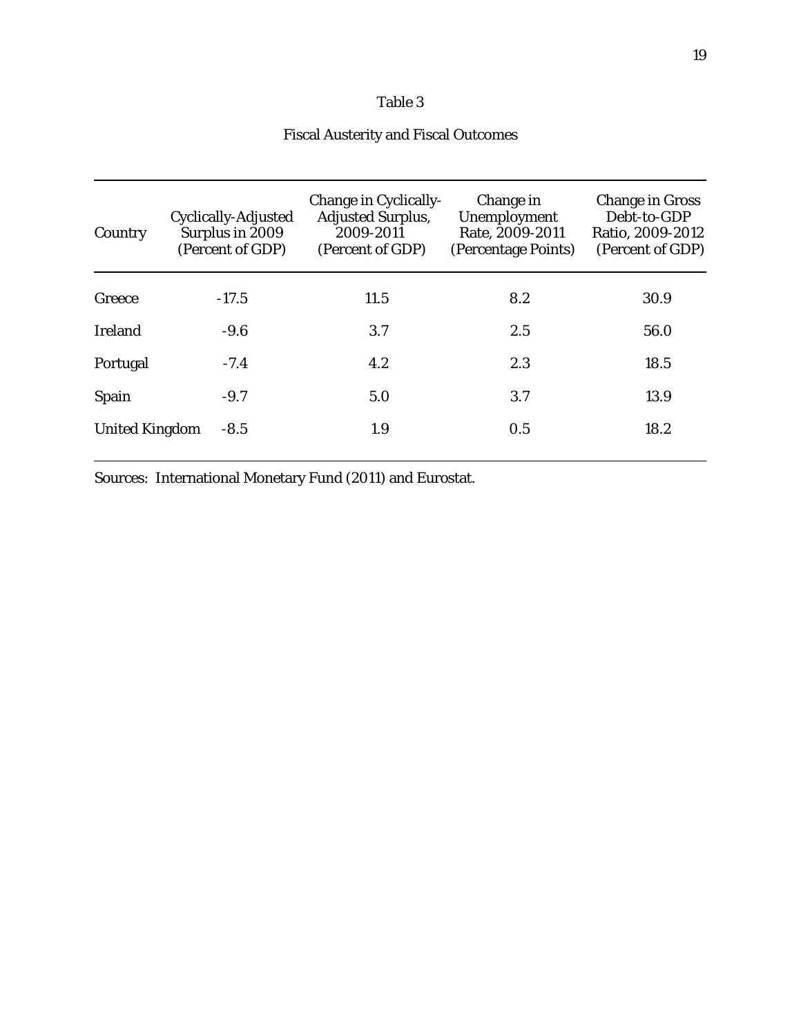Table 3

Fiscal Austerity and Fiscal Outcomes

| Country | Cyclically-Adjusted Surplus in 2009 (Percent of GDP) | Change in Cyclically-Adjusted Surplus, 2009-2011 (Percent of GDP) | Change in Unemployment Rate, 2009-2011 (Percentage Points) | Change in Gross Debt-to-GDP Ratio, 2009-2012 (Percent of GDP) |
|---|---|---|---|---|
| Greece | -17.5 | 11.5 | 8.2 | 30.9 |
| Ireland | -9.6 | 3.7 | 2.5 | 56.0 |
| Portugal | -7.4 | 4.2 | 2.3 | 18.5 |
| Spain | -9.7 | 5.0 | 3.7 | 13.9 |
| United Kingdom | -8.5 | 1.9 | 0.5 | 18.2 |

Sources: International Monetary Fund (2011) and Eurostat.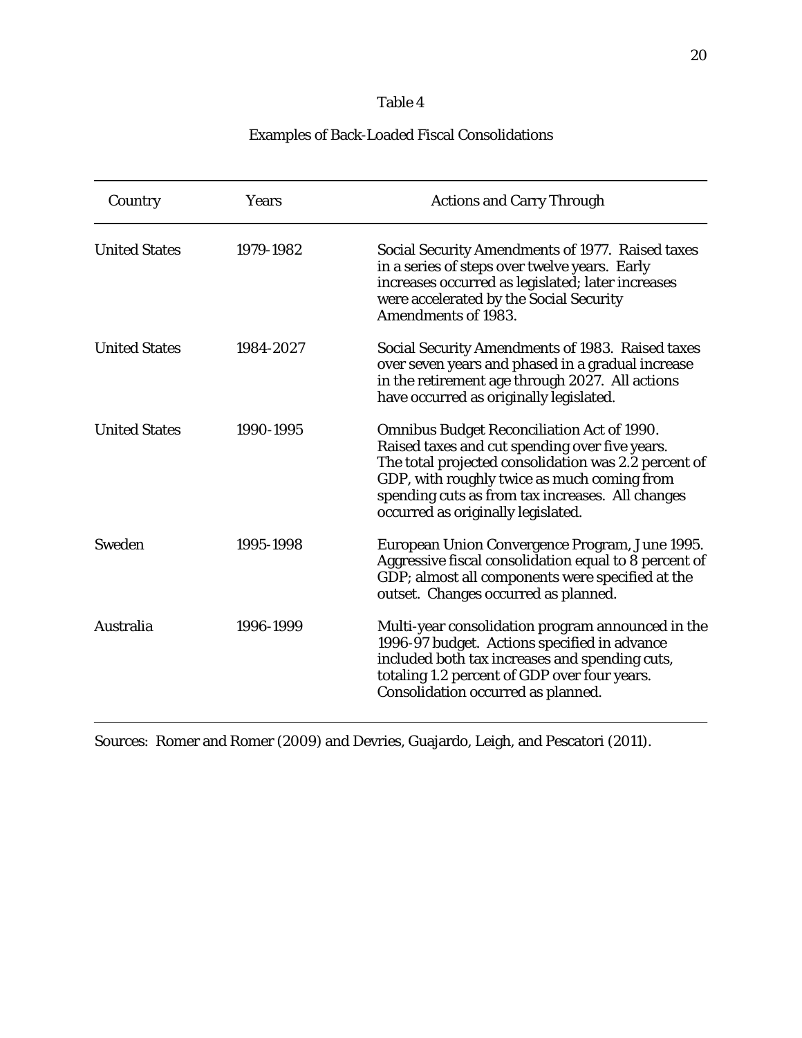Table 4

Examples of Back-Loaded Fiscal Consolidations

| Country | Years | Actions and Carry Through |
|---|---|---|
| United States | 1979-1982 | Social Security Amendments of 1977. Raised taxes in a series of steps over twelve years. Early increases occurred as legislated; later increases were accelerated by the Social Security Amendments of 1983. |
| United States | 1984-2027 | Social Security Amendments of 1983. Raised taxes over seven years and phased in a gradual increase in the retirement age through 2027. All actions have occurred as originally legislated. |
| United States | 1990-1995 | Omnibus Budget Reconciliation Act of 1990. Raised taxes and cut spending over five years. The total projected consolidation was 2.2 percent of GDP, with roughly twice as much coming from spending cuts as from tax increases. All changes occurred as originally legislated. |
| Sweden | 1995-1998 | European Union Convergence Program, June 1995. Aggressive fiscal consolidation equal to 8 percent of GDP; almost all components were specified at the outset. Changes occurred as planned. |
| Australia | 1996-1999 | Multi-year consolidation program announced in the 1996-97 budget. Actions specified in advance included both tax increases and spending cuts, totaling 1.2 percent of GDP over four years. Consolidation occurred as planned. |

Sources: Romer and Romer (2009) and Devries, Guajardo, Leigh, and Pescatori (2011).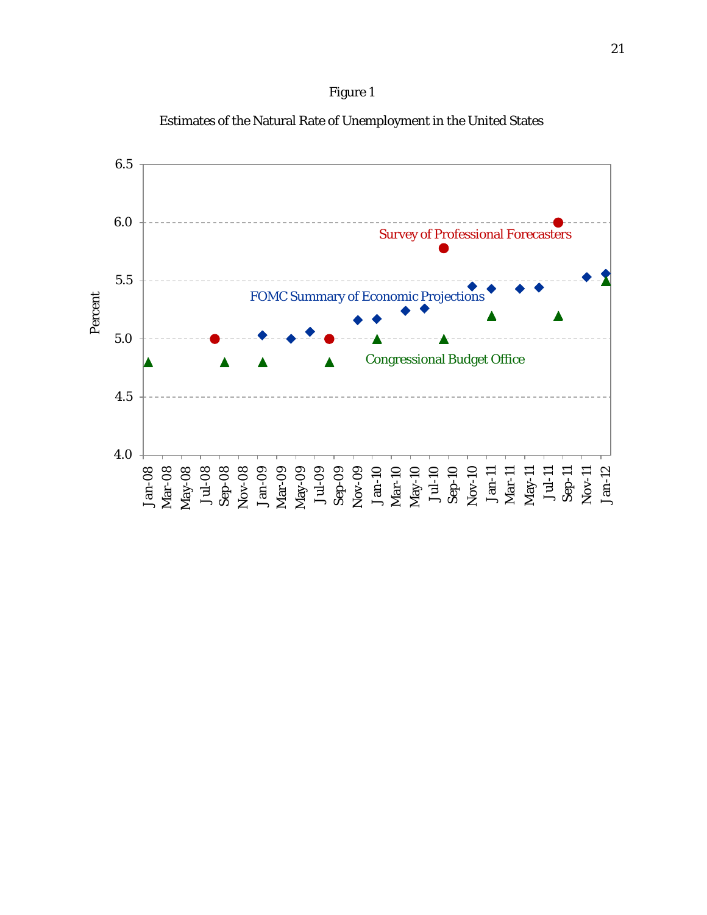Figure 1

Estimates of the Natural Rate of Unemployment in the United States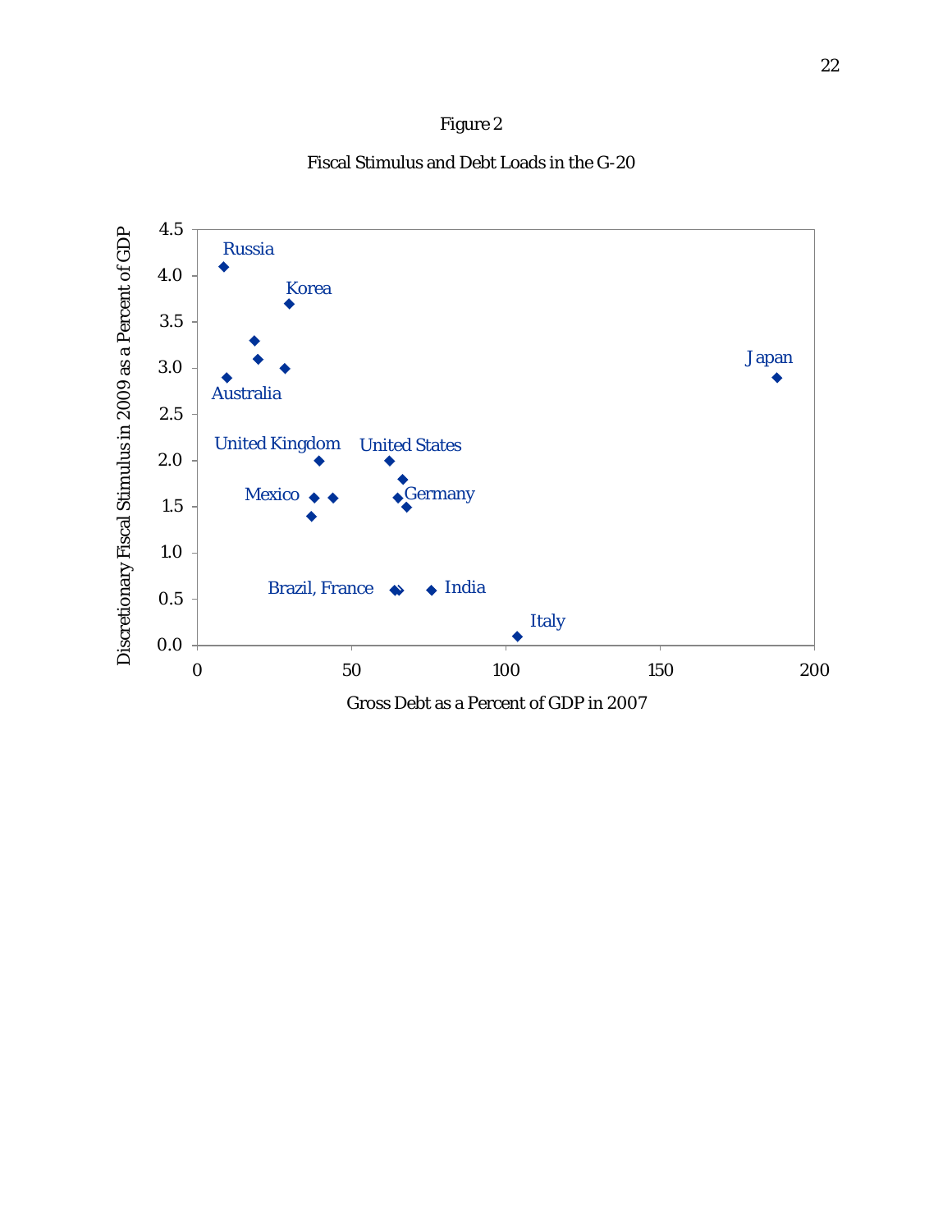Figure 2

Fiscal Stimulus and Debt Loads in the G-20

| Label | Gross Debt as a Percent of GDP in 2007 | Discretionary Fiscal Stimulus in 2009 as a Percent of GDP |
| --- | --- | --- |
| Russia | ~8 | ~4.1 |
| Korea | ~30 | ~3.7 |
| (unlabeled) | ~19 | ~3.3 |
| (unlabeled) | ~20 | ~3.1 |
| (unlabeled) | ~28 | ~3.0 |
| Australia | ~10 | ~2.9 |
| Japan | ~188 | ~2.9 |
| United Kingdom | ~40 | ~2.0 |
| United States | ~62 | ~2.0 |
| (unlabeled) | ~66 | ~1.8 |
| Mexico | ~38 | ~1.6 |
| (unlabeled) | ~44 | ~1.6 |
| (unlabeled) | ~65 | ~1.6 |
| Germany | ~68 | ~1.5 |
| (unlabeled) | ~37 | ~1.4 |
| Brazil, France | ~64, ~66 | ~0.6 |
| India | ~76 | ~0.6 |
| Italy | ~104 | ~0.1 |

Note: Values are approximate, estimated from the scatter plot. X-axis: Gross Debt as a Percent of GDP in 2007 (0–200). Y-axis: Discretionary Fiscal Stimulus in 2009 as a Percent of GDP (0.0–4.5).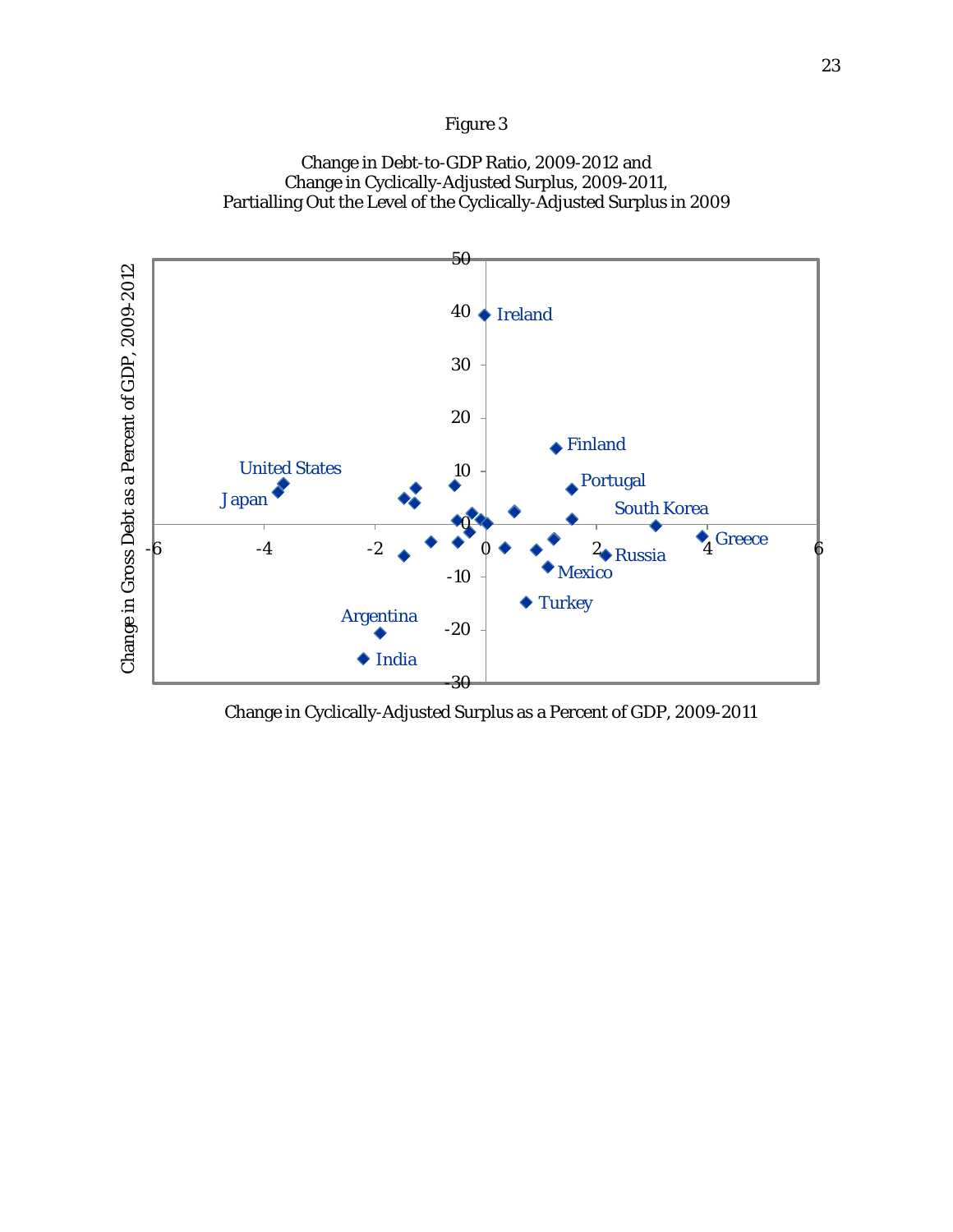Figure 3

Change in Debt-to-GDP Ratio, 2009-2012 and
Change in Cyclically-Adjusted Surplus, 2009-2011,
Partialling Out the Level of the Cyclically-Adjusted Surplus in 2009

Change in Gross Debt as a Percent of GDP, 2009-2012

Change in Cyclically-Adjusted Surplus as a Percent of GDP, 2009-2011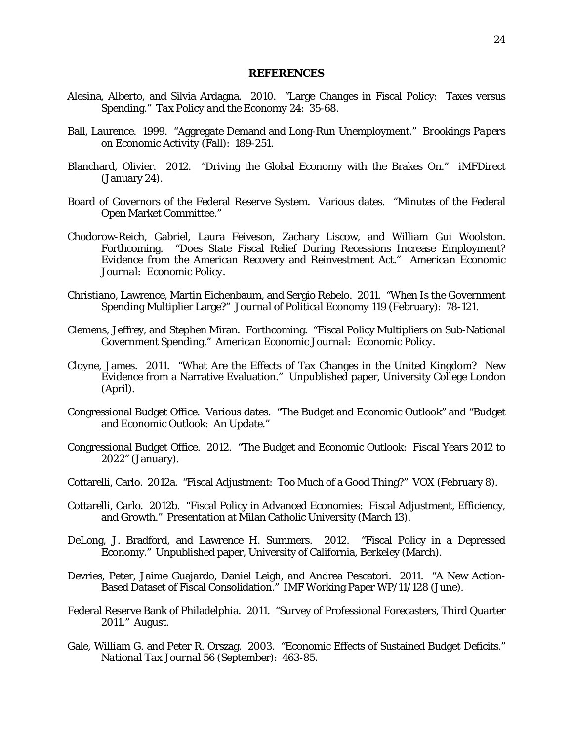## REFERENCES

Alesina, Alberto, and Silvia Ardagna. 2010. "Large Changes in Fiscal Policy: Taxes versus Spending." *Tax Policy and the Economy* 24: 35-68.

Ball, Laurence. 1999. "Aggregate Demand and Long-Run Unemployment." *Brookings Papers on Economic Activity* (Fall): 189-251.

Blanchard, Olivier. 2012. "Driving the Global Economy with the Brakes On." iMFDirect (January 24).

Board of Governors of the Federal Reserve System. Various dates. "Minutes of the Federal Open Market Committee."

Chodorow-Reich, Gabriel, Laura Feiveson, Zachary Liscow, and William Gui Woolston. Forthcoming. "Does State Fiscal Relief During Recessions Increase Employment? Evidence from the American Recovery and Reinvestment Act." *American Economic Journal: Economic Policy*.

Christiano, Lawrence, Martin Eichenbaum, and Sergio Rebelo. 2011. "When Is the Government Spending Multiplier Large?" *Journal of Political Economy* 119 (February): 78-121.

Clemens, Jeffrey, and Stephen Miran. Forthcoming. "Fiscal Policy Multipliers on Sub-National Government Spending." *American Economic Journal: Economic Policy*.

Cloyne, James. 2011. "What Are the Effects of Tax Changes in the United Kingdom? New Evidence from a Narrative Evaluation." Unpublished paper, University College London (April).

Congressional Budget Office. Various dates. "The Budget and Economic Outlook" and "Budget and Economic Outlook: An Update."

Congressional Budget Office. 2012. "The Budget and Economic Outlook: Fiscal Years 2012 to 2022" (January).

Cottarelli, Carlo. 2012a. "Fiscal Adjustment: Too Much of a Good Thing?" VOX (February 8).

Cottarelli, Carlo. 2012b. "Fiscal Policy in Advanced Economies: Fiscal Adjustment, Efficiency, and Growth." Presentation at Milan Catholic University (March 13).

DeLong, J. Bradford, and Lawrence H. Summers. 2012. "Fiscal Policy in a Depressed Economy." Unpublished paper, University of California, Berkeley (March).

Devries, Peter, Jaime Guajardo, Daniel Leigh, and Andrea Pescatori. 2011. "A New Action-Based Dataset of Fiscal Consolidation." IMF Working Paper WP/11/128 (June).

Federal Reserve Bank of Philadelphia. 2011. "Survey of Professional Forecasters, Third Quarter 2011." August.

Gale, William G. and Peter R. Orszag. 2003. "Economic Effects of Sustained Budget Deficits." *National Tax Journal* 56 (September): 463-85.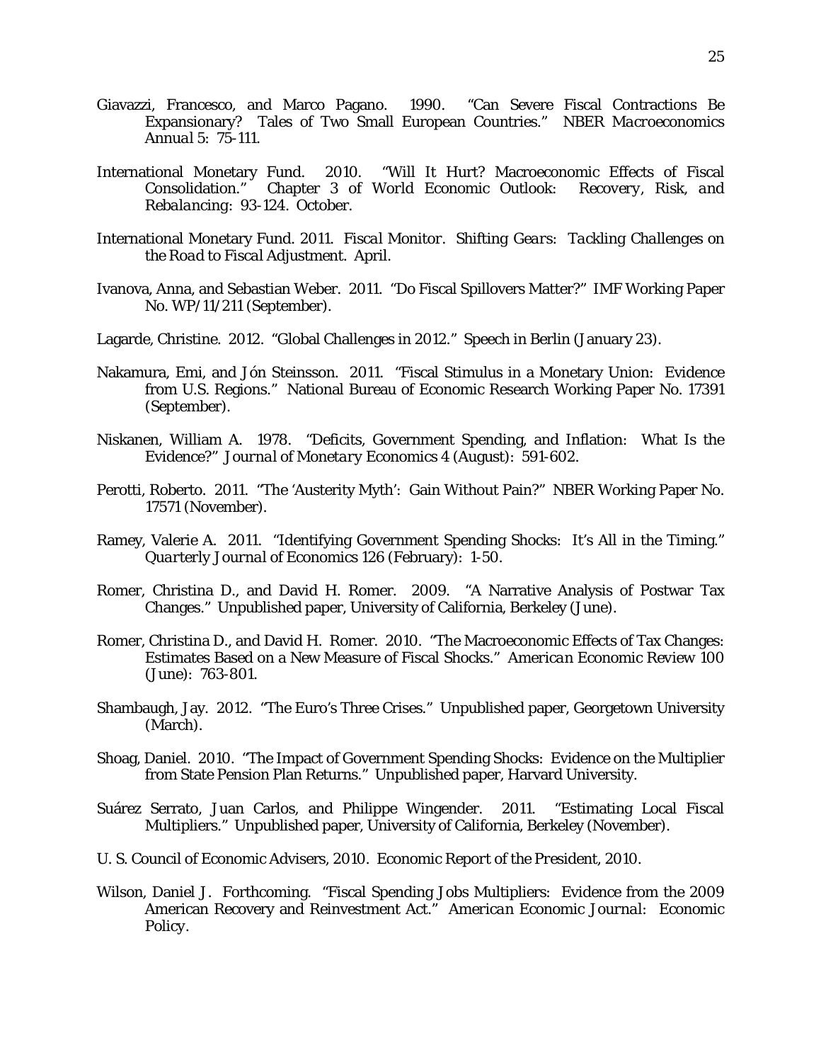Giavazzi, Francesco, and Marco Pagano. 1990. "Can Severe Fiscal Contractions Be Expansionary? Tales of Two Small European Countries." *NBER Macroeconomics Annual* 5: 75-111.

International Monetary Fund. 2010. "Will It Hurt? Macroeconomic Effects of Fiscal Consolidation." Chapter 3 of World Economic Outlook: *Recovery, Risk, and Rebalancing*: 93-124. October.

International Monetary Fund. 2011. *Fiscal Monitor. Shifting Gears: Tackling Challenges on the Road to Fiscal Adjustment*. April.

Ivanova, Anna, and Sebastian Weber. 2011. "Do Fiscal Spillovers Matter?" IMF Working Paper No. WP/11/211 (September).

Lagarde, Christine. 2012. "Global Challenges in 2012." Speech in Berlin (January 23).

Nakamura, Emi, and Jón Steinsson. 2011. "Fiscal Stimulus in a Monetary Union: Evidence from U.S. Regions." National Bureau of Economic Research Working Paper No. 17391 (September).

Niskanen, William A. 1978. "Deficits, Government Spending, and Inflation: What Is the Evidence?" *Journal of Monetary Economics* 4 (August): 591-602.

Perotti, Roberto. 2011. "The 'Austerity Myth': Gain Without Pain?" NBER Working Paper No. 17571 (November).

Ramey, Valerie A. 2011. "Identifying Government Spending Shocks: It's All in the Timing." *Quarterly Journal of Economics* 126 (February): 1-50.

Romer, Christina D., and David H. Romer. 2009. "A Narrative Analysis of Postwar Tax Changes." Unpublished paper, University of California, Berkeley (June).

Romer, Christina D., and David H. Romer. 2010. "The Macroeconomic Effects of Tax Changes: Estimates Based on a New Measure of Fiscal Shocks." *American Economic Review* 100 (June): 763-801.

Shambaugh, Jay. 2012. "The Euro's Three Crises." Unpublished paper, Georgetown University (March).

Shoag, Daniel. 2010. "The Impact of Government Spending Shocks: Evidence on the Multiplier from State Pension Plan Returns." Unpublished paper, Harvard University.

Suárez Serrato, Juan Carlos, and Philippe Wingender. 2011. "Estimating Local Fiscal Multipliers." Unpublished paper, University of California, Berkeley (November).

U. S. Council of Economic Advisers, 2010. *Economic Report of the President, 2010*.

Wilson, Daniel J. Forthcoming. "Fiscal Spending Jobs Multipliers: Evidence from the 2009 American Recovery and Reinvestment Act." *American Economic Journal: Economic Policy*.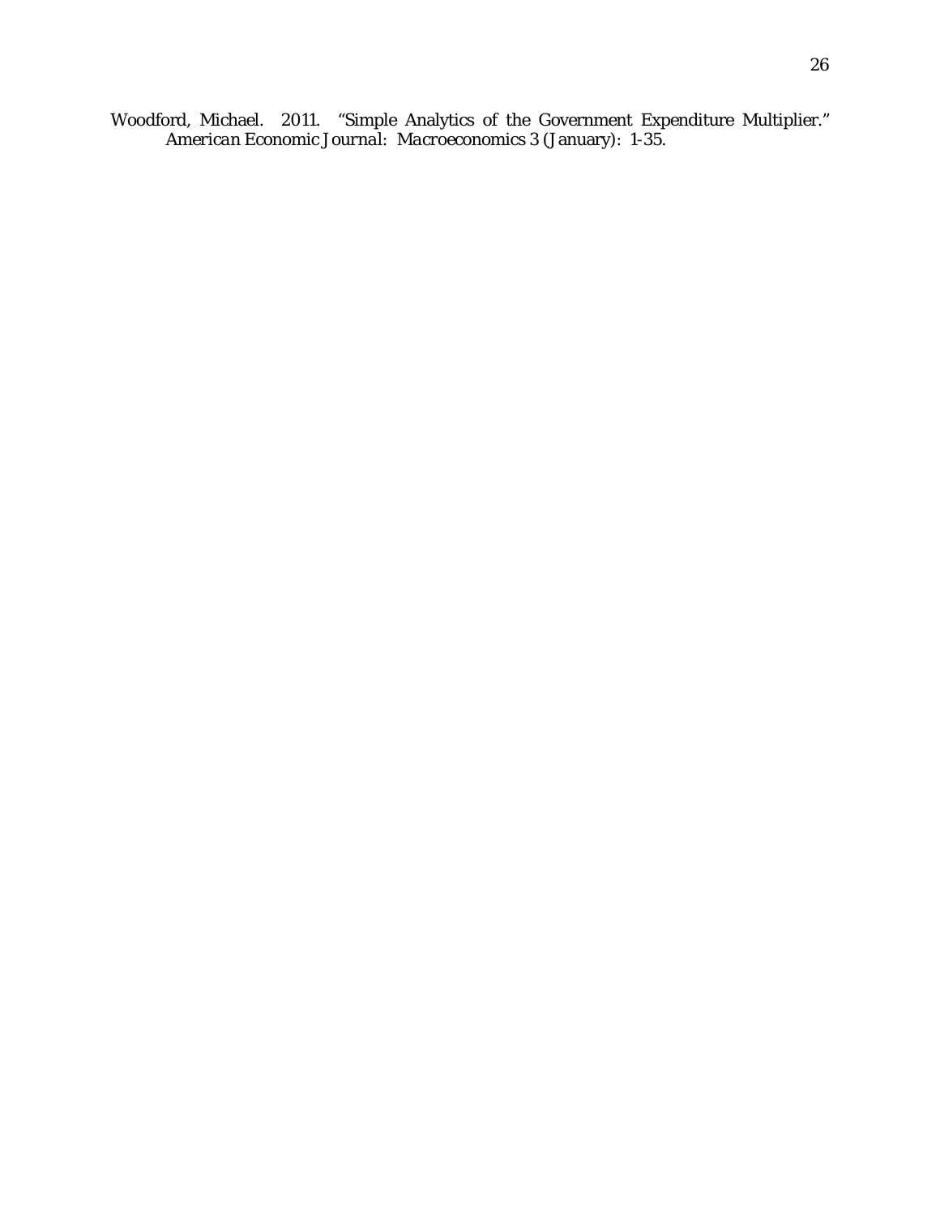Woodford, Michael. 2011. "Simple Analytics of the Government Expenditure Multiplier." *American Economic Journal: Macroeconomics* 3 (January): 1-35.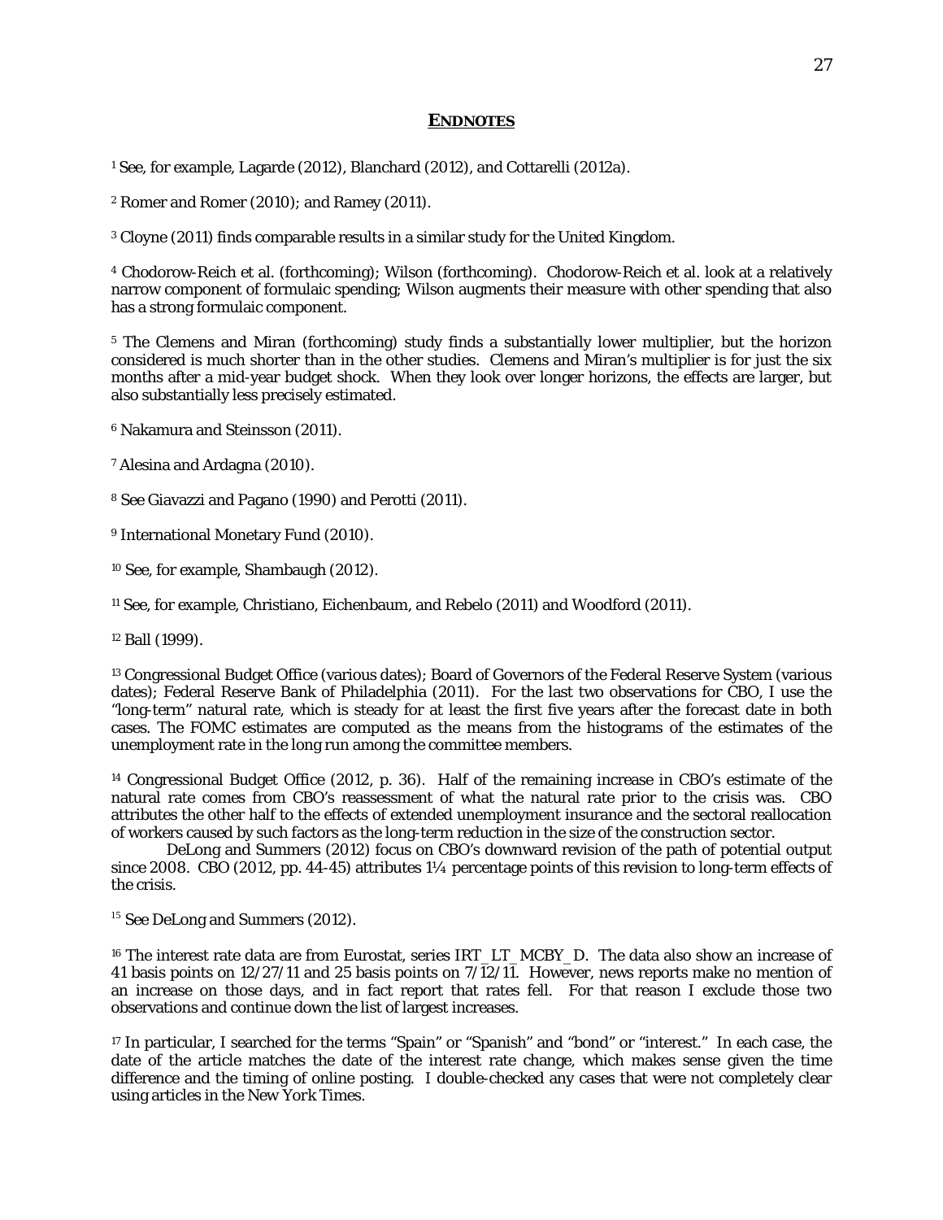## ENDNOTES

[1] See, for example, Lagarde (2012), Blanchard (2012), and Cottarelli (2012a).

[2] Romer and Romer (2010); and Ramey (2011).

[3] Cloyne (2011) finds comparable results in a similar study for the United Kingdom.

[4] Chodorow-Reich et al. (forthcoming); Wilson (forthcoming). Chodorow-Reich et al. look at a relatively narrow component of formulaic spending; Wilson augments their measure with other spending that also has a strong formulaic component.

[5] The Clemens and Miran (forthcoming) study finds a substantially lower multiplier, but the horizon considered is much shorter than in the other studies. Clemens and Miran's multiplier is for just the six months after a mid-year budget shock. When they look over longer horizons, the effects are larger, but also substantially less precisely estimated.

[6] Nakamura and Steinsson (2011).

[7] Alesina and Ardagna (2010).

[8] See Giavazzi and Pagano (1990) and Perotti (2011).

[9] International Monetary Fund (2010).

[10] See, for example, Shambaugh (2012).

[11] See, for example, Christiano, Eichenbaum, and Rebelo (2011) and Woodford (2011).

[12] Ball (1999).

[13] Congressional Budget Office (various dates); Board of Governors of the Federal Reserve System (various dates); Federal Reserve Bank of Philadelphia (2011). For the last two observations for CBO, I use the "long-term" natural rate, which is steady for at least the first five years after the forecast date in both cases. The FOMC estimates are computed as the means from the histograms of the estimates of the unemployment rate in the long run among the committee members.

[14] Congressional Budget Office (2012, p. 36). Half of the remaining increase in CBO's estimate of the natural rate comes from CBO's reassessment of what the natural rate prior to the crisis was. CBO attributes the other half to the effects of extended unemployment insurance and the sectoral reallocation of workers caused by such factors as the long-term reduction in the size of the construction sector.

DeLong and Summers (2012) focus on CBO's downward revision of the path of potential output since 2008. CBO (2012, pp. 44-45) attributes 1¼ percentage points of this revision to long-term effects of the crisis.

[15] See DeLong and Summers (2012).

[16] The interest rate data are from Eurostat, series IRT_LT_MCBY_D. The data also show an increase of 41 basis points on 12/27/11 and 25 basis points on 7/12/11. However, news reports make no mention of an increase on those days, and in fact report that rates fell. For that reason I exclude those two observations and continue down the list of largest increases.

[17] In particular, I searched for the terms "Spain" or "Spanish" and "bond" or "interest." In each case, the date of the article matches the date of the interest rate change, which makes sense given the time difference and the timing of online posting. I double-checked any cases that were not completely clear using articles in the New York Times.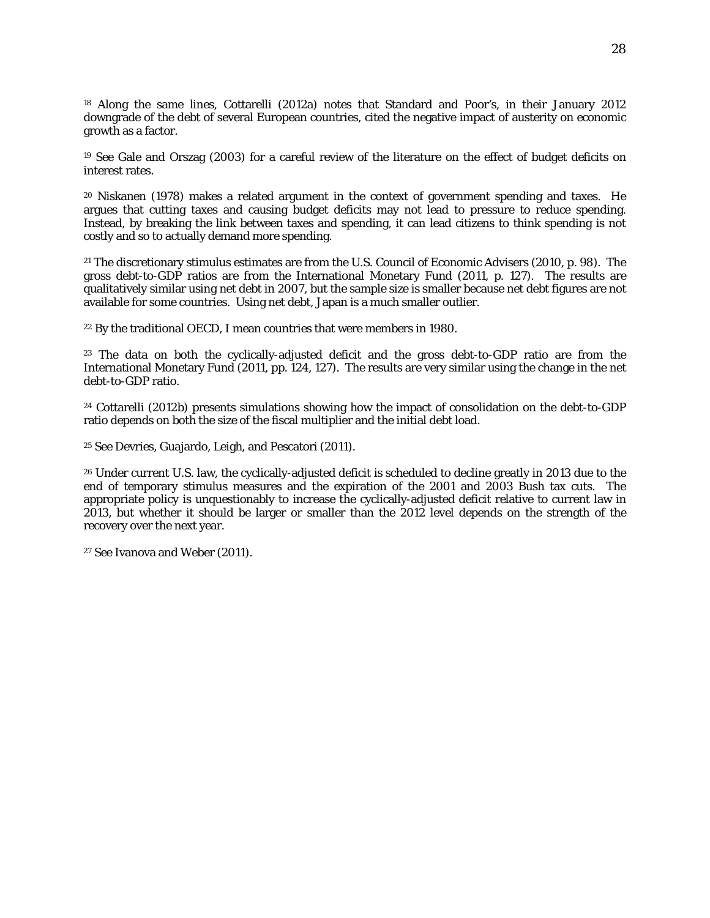[18] Along the same lines, Cottarelli (2012a) notes that Standard and Poor's, in their January 2012 downgrade of the debt of several European countries, cited the negative impact of austerity on economic growth as a factor.

[19] See Gale and Orszag (2003) for a careful review of the literature on the effect of budget deficits on interest rates.

[20] Niskanen (1978) makes a related argument in the context of government spending and taxes. He argues that cutting taxes and causing budget deficits may not lead to pressure to reduce spending. Instead, by breaking the link between taxes and spending, it can lead citizens to think spending is not costly and so to actually demand more spending.

[21] The discretionary stimulus estimates are from the U.S. Council of Economic Advisers (2010, p. 98). The gross debt-to-GDP ratios are from the International Monetary Fund (2011, p. 127). The results are qualitatively similar using net debt in 2007, but the sample size is smaller because net debt figures are not available for some countries. Using net debt, Japan is a much smaller outlier.

[22] By the traditional OECD, I mean countries that were members in 1980.

[23] The data on both the cyclically-adjusted deficit and the gross debt-to-GDP ratio are from the International Monetary Fund (2011, pp. 124, 127). The results are very similar using the change in the net debt-to-GDP ratio.

[24] Cottarelli (2012b) presents simulations showing how the impact of consolidation on the debt-to-GDP ratio depends on both the size of the fiscal multiplier and the initial debt load.

[25] See Devries, Guajardo, Leigh, and Pescatori (2011).

[26] Under current U.S. law, the cyclically-adjusted deficit is scheduled to decline greatly in 2013 due to the end of temporary stimulus measures and the expiration of the 2001 and 2003 Bush tax cuts. The appropriate policy is unquestionably to increase the cyclically-adjusted deficit relative to current law in 2013, but whether it should be larger or smaller than the 2012 level depends on the strength of the recovery over the next year.

[27] See Ivanova and Weber (2011).